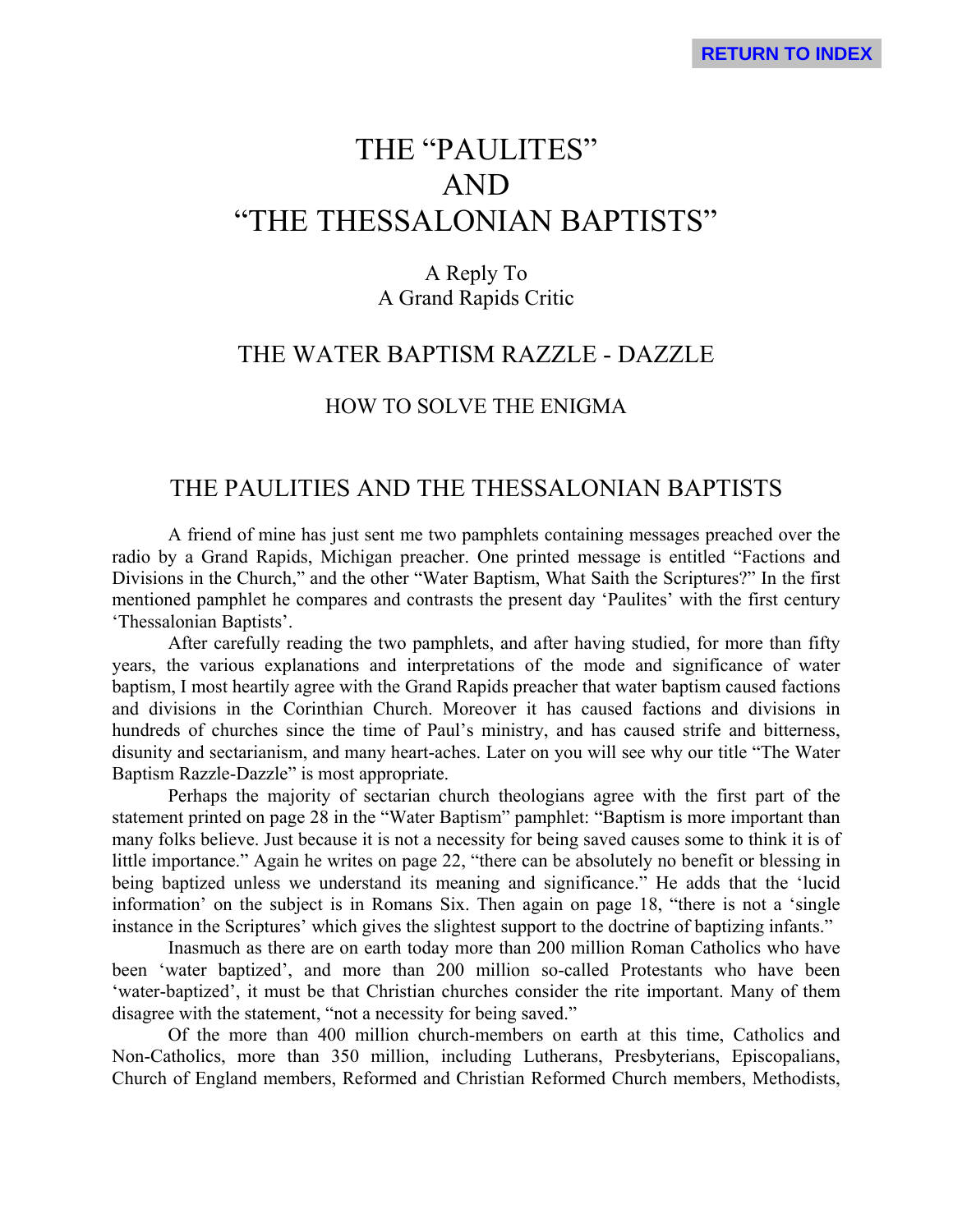# THE "PAULITES" AND "THE THESSALONIAN BAPTISTS"

A Reply To
A Grand Rapids Critic

## THE WATER BAPTISM RAZZLE - DAZZLE

### HOW TO SOLVE THE ENIGMA

## THE PAULITIES AND THE THESSALONIAN BAPTISTS

A friend of mine has just sent me two pamphlets containing messages preached over the radio by a Grand Rapids, Michigan preacher. One printed message is entitled "Factions and Divisions in the Church," and the other "Water Baptism, What Saith the Scriptures?" In the first mentioned pamphlet he compares and contrasts the present day 'Paulites' with the first century 'Thessalonian Baptists'.

After carefully reading the two pamphlets, and after having studied, for more than fifty years, the various explanations and interpretations of the mode and significance of water baptism, I most heartily agree with the Grand Rapids preacher that water baptism caused factions and divisions in the Corinthian Church. Moreover it has caused factions and divisions in hundreds of churches since the time of Paul's ministry, and has caused strife and bitterness, disunity and sectarianism, and many heart-aches. Later on you will see why our title "The Water Baptism Razzle-Dazzle" is most appropriate.

Perhaps the majority of sectarian church theologians agree with the first part of the statement printed on page 28 in the "Water Baptism" pamphlet: "Baptism is more important than many folks believe. Just because it is not a necessity for being saved causes some to think it is of little importance." Again he writes on page 22, "there can be absolutely no benefit or blessing in being baptized unless we understand its meaning and significance." He adds that the 'lucid information' on the subject is in Romans Six. Then again on page 18, "there is not a 'single instance in the Scriptures' which gives the slightest support to the doctrine of baptizing infants."

Inasmuch as there are on earth today more than 200 million Roman Catholics who have been 'water baptized', and more than 200 million so-called Protestants who have been 'water-baptized', it must be that Christian churches consider the rite important. Many of them disagree with the statement, "not a necessity for being saved."

Of the more than 400 million church-members on earth at this time, Catholics and Non-Catholics, more than 350 million, including Lutherans, Presbyterians, Episcopalians, Church of England members, Reformed and Christian Reformed Church members, Methodists,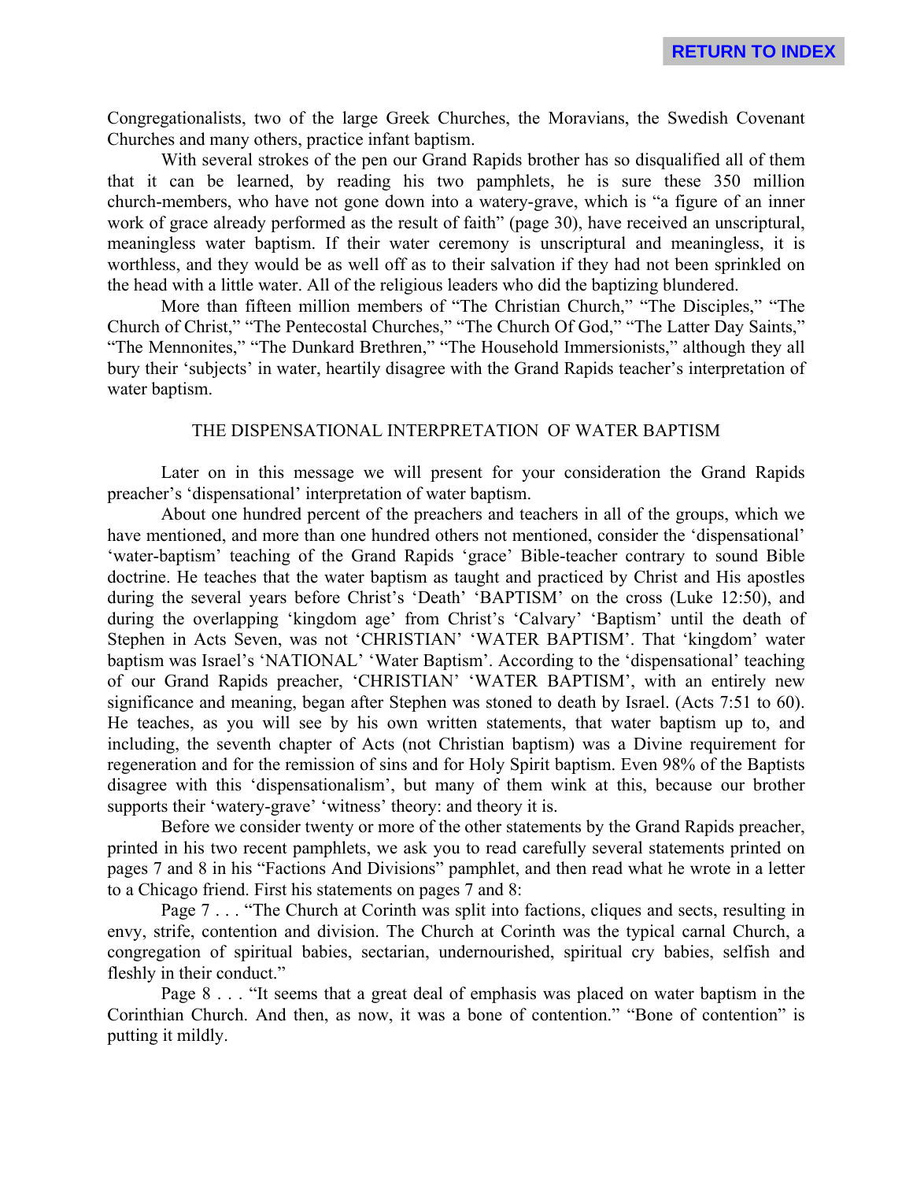Congregationalists, two of the large Greek Churches, the Moravians, the Swedish Covenant Churches and many others, practice infant baptism.

With several strokes of the pen our Grand Rapids brother has so disqualified all of them that it can be learned, by reading his two pamphlets, he is sure these 350 million church-members, who have not gone down into a watery-grave, which is "a figure of an inner work of grace already performed as the result of faith" (page 30), have received an unscriptural, meaningless water baptism. If their water ceremony is unscriptural and meaningless, it is worthless, and they would be as well off as to their salvation if they had not been sprinkled on the head with a little water. All of the religious leaders who did the baptizing blundered.

More than fifteen million members of "The Christian Church," "The Disciples," "The Church of Christ," "The Pentecostal Churches," "The Church Of God," "The Latter Day Saints," "The Mennonites," "The Dunkard Brethren," "The Household Immersionists," although they all bury their 'subjects' in water, heartily disagree with the Grand Rapids teacher's interpretation of water baptism.

## THE DISPENSATIONAL INTERPRETATION OF WATER BAPTISM

Later on in this message we will present for your consideration the Grand Rapids preacher's 'dispensational' interpretation of water baptism.

About one hundred percent of the preachers and teachers in all of the groups, which we have mentioned, and more than one hundred others not mentioned, consider the 'dispensational' 'water-baptism' teaching of the Grand Rapids 'grace' Bible-teacher contrary to sound Bible doctrine. He teaches that the water baptism as taught and practiced by Christ and His apostles during the several years before Christ's 'Death' 'BAPTISM' on the cross (Luke 12:50), and during the overlapping 'kingdom age' from Christ's 'Calvary' 'Baptism' until the death of Stephen in Acts Seven, was not 'CHRISTIAN' 'WATER BAPTISM'. That 'kingdom' water baptism was Israel's 'NATIONAL' 'Water Baptism'. According to the 'dispensational' teaching of our Grand Rapids preacher, 'CHRISTIAN' 'WATER BAPTISM', with an entirely new significance and meaning, began after Stephen was stoned to death by Israel. (Acts 7:51 to 60). He teaches, as you will see by his own written statements, that water baptism up to, and including, the seventh chapter of Acts (not Christian baptism) was a Divine requirement for regeneration and for the remission of sins and for Holy Spirit baptism. Even 98% of the Baptists disagree with this 'dispensationalism', but many of them wink at this, because our brother supports their 'watery-grave' 'witness' theory: and theory it is.

Before we consider twenty or more of the other statements by the Grand Rapids preacher, printed in his two recent pamphlets, we ask you to read carefully several statements printed on pages 7 and 8 in his "Factions And Divisions" pamphlet, and then read what he wrote in a letter to a Chicago friend. First his statements on pages 7 and 8:

Page 7 . . . "The Church at Corinth was split into factions, cliques and sects, resulting in envy, strife, contention and division. The Church at Corinth was the typical carnal Church, a congregation of spiritual babies, sectarian, undernourished, spiritual cry babies, selfish and fleshly in their conduct."

Page 8 . . . "It seems that a great deal of emphasis was placed on water baptism in the Corinthian Church. And then, as now, it was a bone of contention." "Bone of contention" is putting it mildly.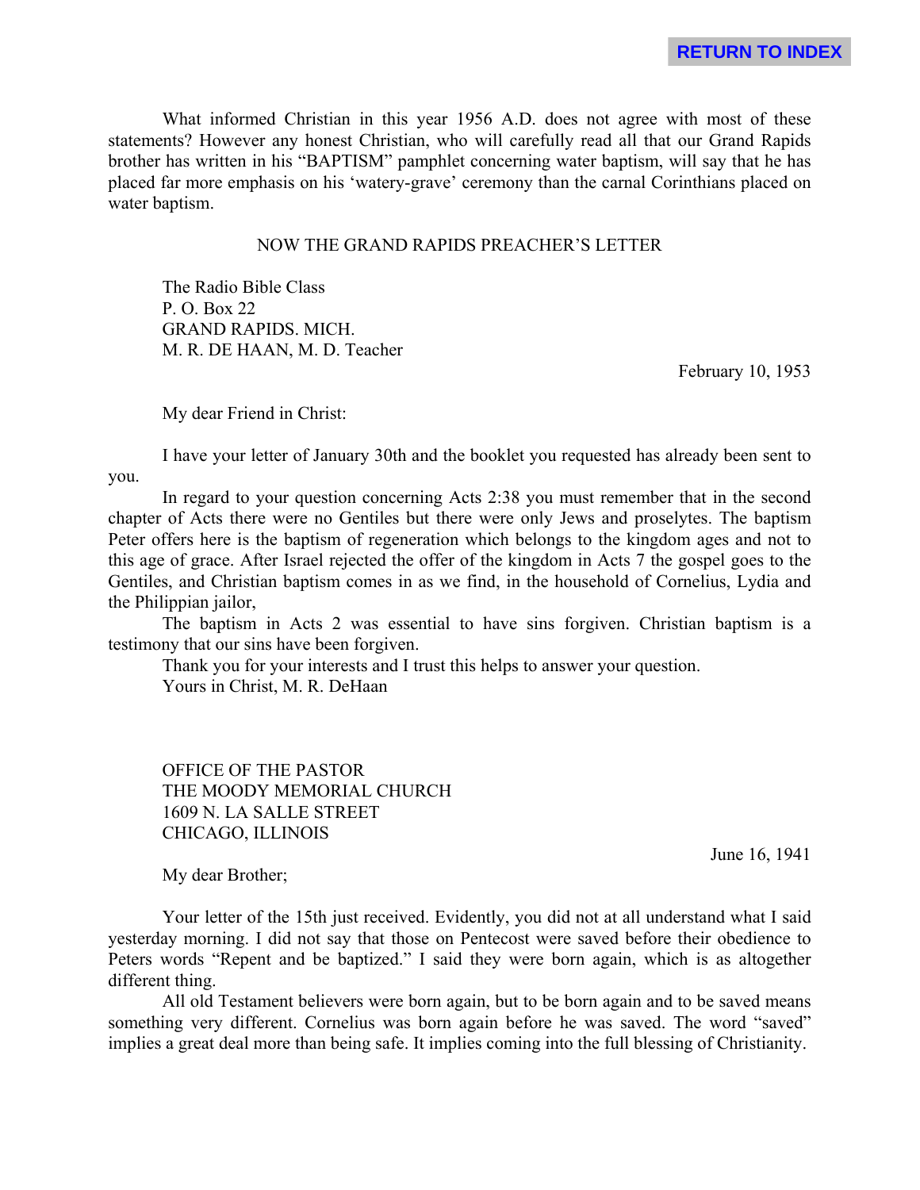What informed Christian in this year 1956 A.D. does not agree with most of these statements? However any honest Christian, who will carefully read all that our Grand Rapids brother has written in his "BAPTISM" pamphlet concerning water baptism, will say that he has placed far more emphasis on his 'watery-grave' ceremony than the carnal Corinthians placed on water baptism.

NOW THE GRAND RAPIDS PREACHER'S LETTER

The Radio Bible Class
P. O. Box 22
GRAND RAPIDS. MICH.
M. R. DE HAAN, M. D. Teacher

February 10, 1953

My dear Friend in Christ:

I have your letter of January 30th and the booklet you requested has already been sent to you.

In regard to your question concerning Acts 2:38 you must remember that in the second chapter of Acts there were no Gentiles but there were only Jews and proselytes. The baptism Peter offers here is the baptism of regeneration which belongs to the kingdom ages and not to this age of grace. After Israel rejected the offer of the kingdom in Acts 7 the gospel goes to the Gentiles, and Christian baptism comes in as we find, in the household of Cornelius, Lydia and the Philippian jailor,

The baptism in Acts 2 was essential to have sins forgiven. Christian baptism is a testimony that our sins have been forgiven.

Thank you for your interests and I trust this helps to answer your question.

Yours in Christ, M. R. DeHaan

OFFICE OF THE PASTOR
THE MOODY MEMORIAL CHURCH
1609 N. LA SALLE STREET
CHICAGO, ILLINOIS

June 16, 1941

My dear Brother;

Your letter of the 15th just received. Evidently, you did not at all understand what I said yesterday morning. I did not say that those on Pentecost were saved before their obedience to Peters words "Repent and be baptized." I said they were born again, which is as altogether different thing.

All old Testament believers were born again, but to be born again and to be saved means something very different. Cornelius was born again before he was saved. The word "saved" implies a great deal more than being safe. It implies coming into the full blessing of Christianity.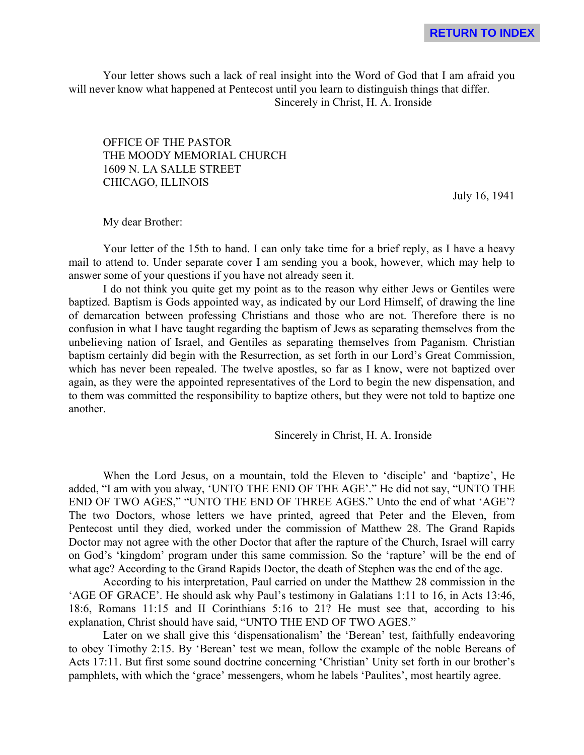Your letter shows such a lack of real insight into the Word of God that I am afraid you will never know what happened at Pentecost until you learn to distinguish things that differ.

Sincerely in Christ, H. A. Ironside

OFFICE OF THE PASTOR
THE MOODY MEMORIAL CHURCH
1609 N. LA SALLE STREET
CHICAGO, ILLINOIS

July 16, 1941

My dear Brother:

Your letter of the 15th to hand. I can only take time for a brief reply, as I have a heavy mail to attend to. Under separate cover I am sending you a book, however, which may help to answer some of your questions if you have not already seen it.

I do not think you quite get my point as to the reason why either Jews or Gentiles were baptized. Baptism is Gods appointed way, as indicated by our Lord Himself, of drawing the line of demarcation between professing Christians and those who are not. Therefore there is no confusion in what I have taught regarding the baptism of Jews as separating themselves from the unbelieving nation of Israel, and Gentiles as separating themselves from Paganism. Christian baptism certainly did begin with the Resurrection, as set forth in our Lord's Great Commission, which has never been repealed. The twelve apostles, so far as I know, were not baptized over again, as they were the appointed representatives of the Lord to begin the new dispensation, and to them was committed the responsibility to baptize others, but they were not told to baptize one another.

Sincerely in Christ, H. A. Ironside

When the Lord Jesus, on a mountain, told the Eleven to 'disciple' and 'baptize', He added, "I am with you alway, 'UNTO THE END OF THE AGE'." He did not say, "UNTO THE END OF TWO AGES," "UNTO THE END OF THREE AGES." Unto the end of what 'AGE'? The two Doctors, whose letters we have printed, agreed that Peter and the Eleven, from Pentecost until they died, worked under the commission of Matthew 28. The Grand Rapids Doctor may not agree with the other Doctor that after the rapture of the Church, Israel will carry on God's 'kingdom' program under this same commission. So the 'rapture' will be the end of what age? According to the Grand Rapids Doctor, the death of Stephen was the end of the age.

According to his interpretation, Paul carried on under the Matthew 28 commission in the 'AGE OF GRACE'. He should ask why Paul's testimony in Galatians 1:11 to 16, in Acts 13:46, 18:6, Romans 11:15 and II Corinthians 5:16 to 21? He must see that, according to his explanation, Christ should have said, "UNTO THE END OF TWO AGES."

Later on we shall give this 'dispensationalism' the 'Berean' test, faithfully endeavoring to obey Timothy 2:15. By 'Berean' test we mean, follow the example of the noble Bereans of Acts 17:11. But first some sound doctrine concerning 'Christian' Unity set forth in our brother's pamphlets, with which the 'grace' messengers, whom he labels 'Paulites', most heartily agree.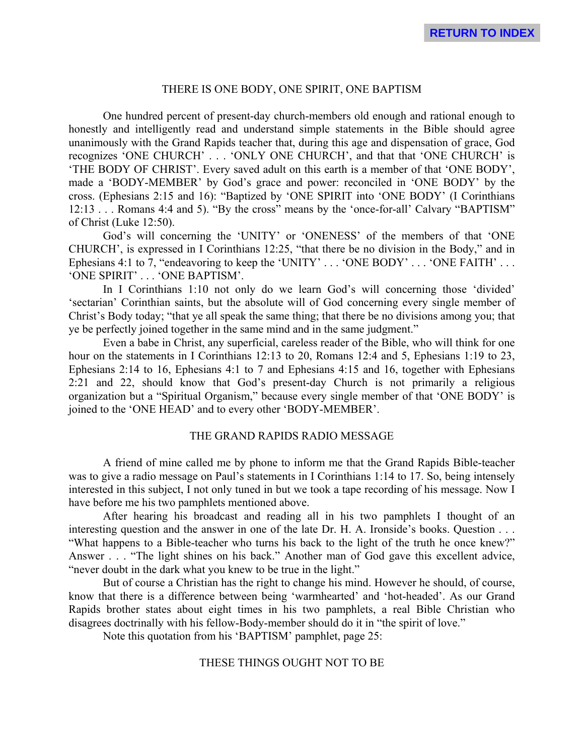## THERE IS ONE BODY, ONE SPIRIT, ONE BAPTISM

One hundred percent of present-day church-members old enough and rational enough to honestly and intelligently read and understand simple statements in the Bible should agree unanimously with the Grand Rapids teacher that, during this age and dispensation of grace, God recognizes 'ONE CHURCH' . . . 'ONLY ONE CHURCH', and that that 'ONE CHURCH' is 'THE BODY OF CHRIST'. Every saved adult on this earth is a member of that 'ONE BODY', made a 'BODY-MEMBER' by God's grace and power: reconciled in 'ONE BODY' by the cross. (Ephesians 2:15 and 16): "Baptized by 'ONE SPIRIT into 'ONE BODY' (I Corinthians 12:13 . . . Romans 4:4 and 5). "By the cross" means by the 'once-for-all' Calvary "BAPTISM" of Christ (Luke 12:50).

God's will concerning the 'UNITY' or 'ONENESS' of the members of that 'ONE CHURCH', is expressed in I Corinthians 12:25, "that there be no division in the Body," and in Ephesians 4:1 to 7, "endeavoring to keep the 'UNITY' . . . 'ONE BODY' . . . 'ONE FAITH' . . . 'ONE SPIRIT' . . . 'ONE BAPTISM'.

In I Corinthians 1:10 not only do we learn God's will concerning those 'divided' 'sectarian' Corinthian saints, but the absolute will of God concerning every single member of Christ's Body today; "that ye all speak the same thing; that there be no divisions among you; that ye be perfectly joined together in the same mind and in the same judgment."

Even a babe in Christ, any superficial, careless reader of the Bible, who will think for one hour on the statements in I Corinthians 12:13 to 20, Romans 12:4 and 5, Ephesians 1:19 to 23, Ephesians 2:14 to 16, Ephesians 4:1 to 7 and Ephesians 4:15 and 16, together with Ephesians 2:21 and 22, should know that God's present-day Church is not primarily a religious organization but a "Spiritual Organism," because every single member of that 'ONE BODY' is joined to the 'ONE HEAD' and to every other 'BODY-MEMBER'.

## THE GRAND RAPIDS RADIO MESSAGE

A friend of mine called me by phone to inform me that the Grand Rapids Bible-teacher was to give a radio message on Paul's statements in I Corinthians 1:14 to 17. So, being intensely interested in this subject, I not only tuned in but we took a tape recording of his message. Now I have before me his two pamphlets mentioned above.

After hearing his broadcast and reading all in his two pamphlets I thought of an interesting question and the answer in one of the late Dr. H. A. Ironside's books. Question . . . "What happens to a Bible-teacher who turns his back to the light of the truth he once knew?" Answer . . . "The light shines on his back." Another man of God gave this excellent advice, "never doubt in the dark what you knew to be true in the light."

But of course a Christian has the right to change his mind. However he should, of course, know that there is a difference between being 'warmhearted' and 'hot-headed'. As our Grand Rapids brother states about eight times in his two pamphlets, a real Bible Christian who disagrees doctrinally with his fellow-Body-member should do it in "the spirit of love."

Note this quotation from his 'BAPTISM' pamphlet, page 25:

## THESE THINGS OUGHT NOT TO BE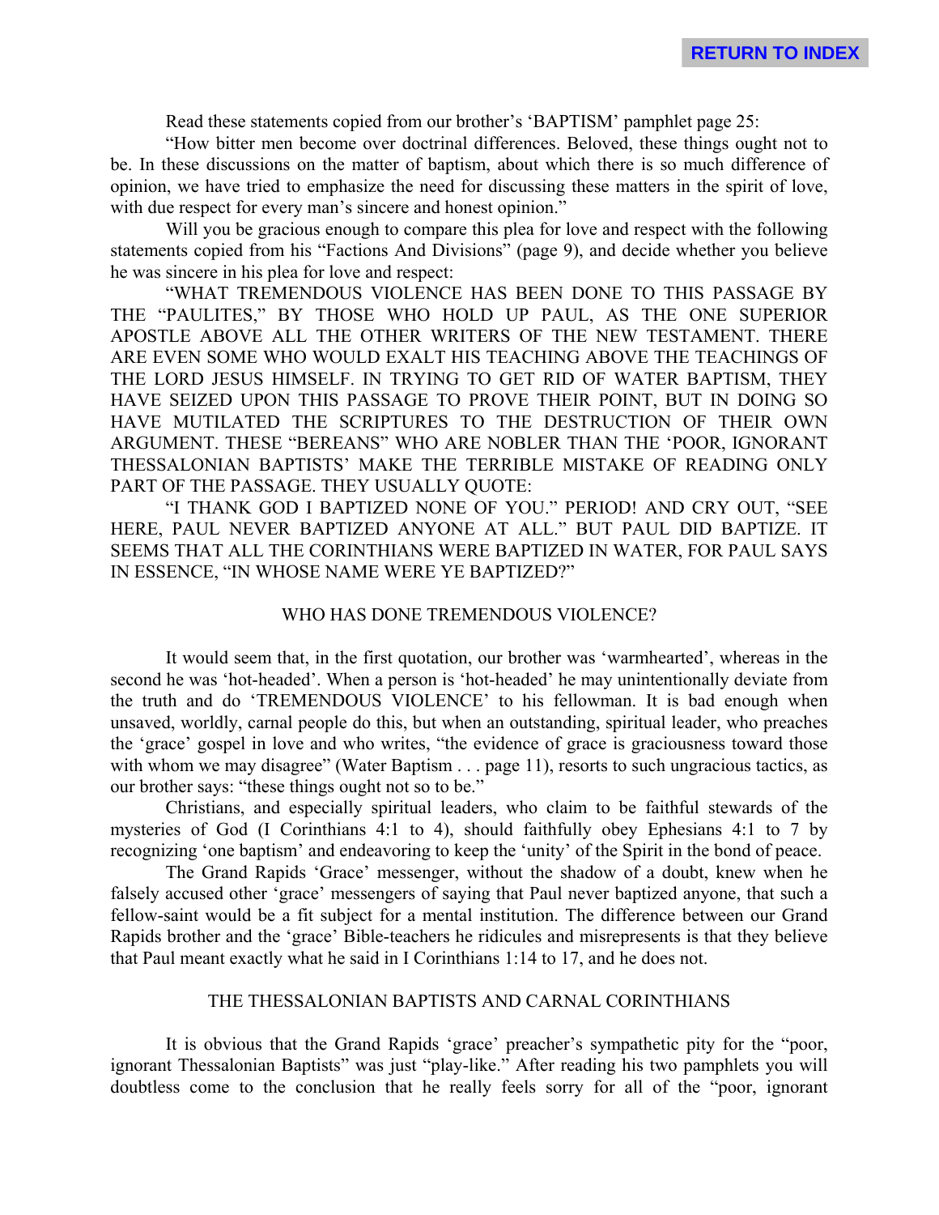Read these statements copied from our brother's 'BAPTISM' pamphlet page 25:

"How bitter men become over doctrinal differences. Beloved, these things ought not to be. In these discussions on the matter of baptism, about which there is so much difference of opinion, we have tried to emphasize the need for discussing these matters in the spirit of love, with due respect for every man's sincere and honest opinion."

Will you be gracious enough to compare this plea for love and respect with the following statements copied from his "Factions And Divisions" (page 9), and decide whether you believe he was sincere in his plea for love and respect:

"WHAT TREMENDOUS VIOLENCE HAS BEEN DONE TO THIS PASSAGE BY THE "PAULITES," BY THOSE WHO HOLD UP PAUL, AS THE ONE SUPERIOR APOSTLE ABOVE ALL THE OTHER WRITERS OF THE NEW TESTAMENT. THERE ARE EVEN SOME WHO WOULD EXALT HIS TEACHING ABOVE THE TEACHINGS OF THE LORD JESUS HIMSELF. IN TRYING TO GET RID OF WATER BAPTISM, THEY HAVE SEIZED UPON THIS PASSAGE TO PROVE THEIR POINT, BUT IN DOING SO HAVE MUTILATED THE SCRIPTURES TO THE DESTRUCTION OF THEIR OWN ARGUMENT. THESE "BEREANS" WHO ARE NOBLER THAN THE 'POOR, IGNORANT THESSALONIAN BAPTISTS' MAKE THE TERRIBLE MISTAKE OF READING ONLY PART OF THE PASSAGE. THEY USUALLY QUOTE:

"I THANK GOD I BAPTIZED NONE OF YOU." PERIOD! AND CRY OUT, "SEE HERE, PAUL NEVER BAPTIZED ANYONE AT ALL." BUT PAUL DID BAPTIZE. IT SEEMS THAT ALL THE CORINTHIANS WERE BAPTIZED IN WATER, FOR PAUL SAYS IN ESSENCE, "IN WHOSE NAME WERE YE BAPTIZED?"

## WHO HAS DONE TREMENDOUS VIOLENCE?

It would seem that, in the first quotation, our brother was 'warmhearted', whereas in the second he was 'hot-headed'. When a person is 'hot-headed' he may unintentionally deviate from the truth and do 'TREMENDOUS VIOLENCE' to his fellowman. It is bad enough when unsaved, worldly, carnal people do this, but when an outstanding, spiritual leader, who preaches the 'grace' gospel in love and who writes, "the evidence of grace is graciousness toward those with whom we may disagree" (Water Baptism . . . page 11), resorts to such ungracious tactics, as our brother says: "these things ought not so to be."

Christians, and especially spiritual leaders, who claim to be faithful stewards of the mysteries of God (I Corinthians 4:1 to 4), should faithfully obey Ephesians 4:1 to 7 by recognizing 'one baptism' and endeavoring to keep the 'unity' of the Spirit in the bond of peace.

The Grand Rapids 'Grace' messenger, without the shadow of a doubt, knew when he falsely accused other 'grace' messengers of saying that Paul never baptized anyone, that such a fellow-saint would be a fit subject for a mental institution. The difference between our Grand Rapids brother and the 'grace' Bible-teachers he ridicules and misrepresents is that they believe that Paul meant exactly what he said in I Corinthians 1:14 to 17, and he does not.

## THE THESSALONIAN BAPTISTS AND CARNAL CORINTHIANS

It is obvious that the Grand Rapids 'grace' preacher's sympathetic pity for the "poor, ignorant Thessalonian Baptists" was just "play-like." After reading his two pamphlets you will doubtless come to the conclusion that he really feels sorry for all of the "poor, ignorant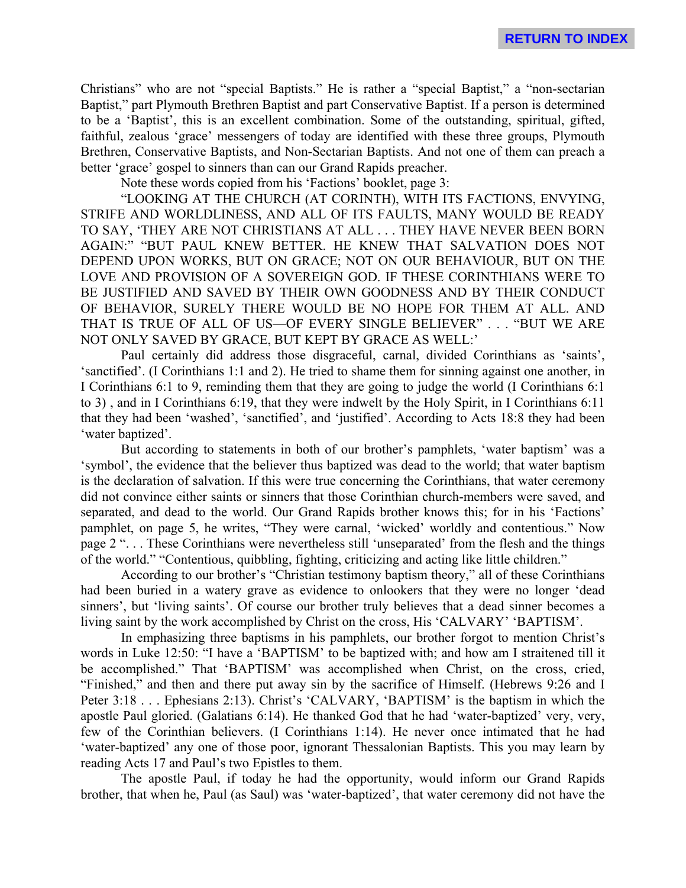Christians" who are not "special Baptists." He is rather a "special Baptist," a "non-sectarian Baptist," part Plymouth Brethren Baptist and part Conservative Baptist. If a person is determined to be a 'Baptist', this is an excellent combination. Some of the outstanding, spiritual, gifted, faithful, zealous 'grace' messengers of today are identified with these three groups, Plymouth Brethren, Conservative Baptists, and Non-Sectarian Baptists. And not one of them can preach a better 'grace' gospel to sinners than can our Grand Rapids preacher.

Note these words copied from his 'Factions' booklet, page 3:

"LOOKING AT THE CHURCH (AT CORINTH), WITH ITS FACTIONS, ENVYING, STRIFE AND WORLDLINESS, AND ALL OF ITS FAULTS, MANY WOULD BE READY TO SAY, 'THEY ARE NOT CHRISTIANS AT ALL . . . THEY HAVE NEVER BEEN BORN AGAIN:" "BUT PAUL KNEW BETTER. HE KNEW THAT SALVATION DOES NOT DEPEND UPON WORKS, BUT ON GRACE; NOT ON OUR BEHAVIOUR, BUT ON THE LOVE AND PROVISION OF A SOVEREIGN GOD. IF THESE CORINTHIANS WERE TO BE JUSTIFIED AND SAVED BY THEIR OWN GOODNESS AND BY THEIR CONDUCT OF BEHAVIOR, SURELY THERE WOULD BE NO HOPE FOR THEM AT ALL. AND THAT IS TRUE OF ALL OF US—OF EVERY SINGLE BELIEVER" . . . "BUT WE ARE NOT ONLY SAVED BY GRACE, BUT KEPT BY GRACE AS WELL:'

Paul certainly did address those disgraceful, carnal, divided Corinthians as 'saints', 'sanctified'. (I Corinthians 1:1 and 2). He tried to shame them for sinning against one another, in I Corinthians 6:1 to 9, reminding them that they are going to judge the world (I Corinthians 6:1 to 3) , and in I Corinthians 6:19, that they were indwelt by the Holy Spirit, in I Corinthians 6:11 that they had been 'washed', 'sanctified', and 'justified'. According to Acts 18:8 they had been 'water baptized'.

But according to statements in both of our brother's pamphlets, 'water baptism' was a 'symbol', the evidence that the believer thus baptized was dead to the world; that water baptism is the declaration of salvation. If this were true concerning the Corinthians, that water ceremony did not convince either saints or sinners that those Corinthian church-members were saved, and separated, and dead to the world. Our Grand Rapids brother knows this; for in his 'Factions' pamphlet, on page 5, he writes, "They were carnal, 'wicked' worldly and contentious." Now page 2 ". . . These Corinthians were nevertheless still 'unseparated' from the flesh and the things of the world." "Contentious, quibbling, fighting, criticizing and acting like little children."

According to our brother's "Christian testimony baptism theory," all of these Corinthians had been buried in a watery grave as evidence to onlookers that they were no longer 'dead sinners', but 'living saints'. Of course our brother truly believes that a dead sinner becomes a living saint by the work accomplished by Christ on the cross, His 'CALVARY' 'BAPTISM'.

In emphasizing three baptisms in his pamphlets, our brother forgot to mention Christ's words in Luke 12:50: "I have a 'BAPTISM' to be baptized with; and how am I straitened till it be accomplished." That 'BAPTISM' was accomplished when Christ, on the cross, cried, "Finished," and then and there put away sin by the sacrifice of Himself. (Hebrews 9:26 and I Peter 3:18 . . . Ephesians 2:13). Christ's 'CALVARY, 'BAPTISM' is the baptism in which the apostle Paul gloried. (Galatians 6:14). He thanked God that he had 'water-baptized' very, very, few of the Corinthian believers. (I Corinthians 1:14). He never once intimated that he had 'water-baptized' any one of those poor, ignorant Thessalonian Baptists. This you may learn by reading Acts 17 and Paul's two Epistles to them.

The apostle Paul, if today he had the opportunity, would inform our Grand Rapids brother, that when he, Paul (as Saul) was 'water-baptized', that water ceremony did not have the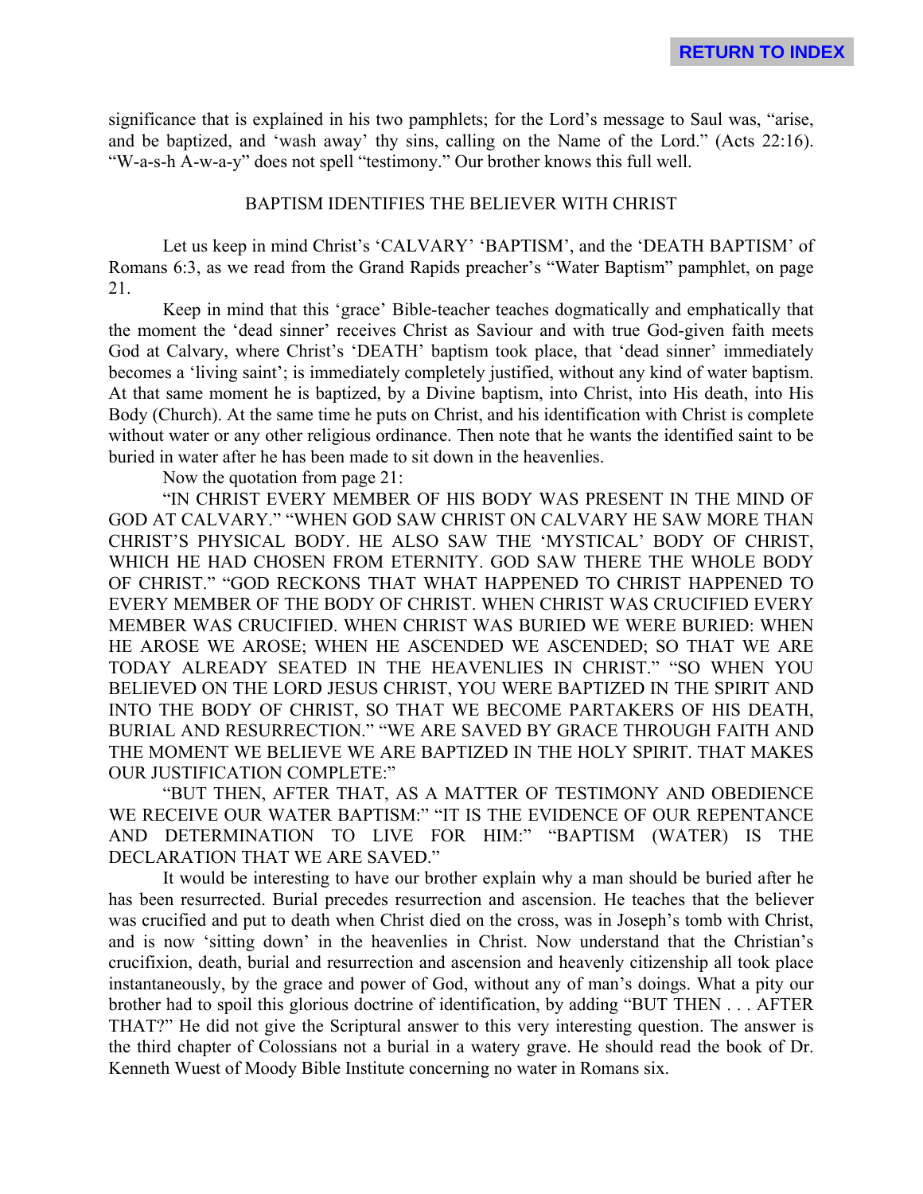significance that is explained in his two pamphlets; for the Lord's message to Saul was, "arise, and be baptized, and 'wash away' thy sins, calling on the Name of the Lord." (Acts 22:16). "W-a-s-h A-w-a-y" does not spell "testimony." Our brother knows this full well.

## BAPTISM IDENTIFIES THE BELIEVER WITH CHRIST

Let us keep in mind Christ's 'CALVARY' 'BAPTISM', and the 'DEATH BAPTISM' of Romans 6:3, as we read from the Grand Rapids preacher's "Water Baptism" pamphlet, on page 21.

Keep in mind that this 'grace' Bible-teacher teaches dogmatically and emphatically that the moment the 'dead sinner' receives Christ as Saviour and with true God-given faith meets God at Calvary, where Christ's 'DEATH' baptism took place, that 'dead sinner' immediately becomes a 'living saint'; is immediately completely justified, without any kind of water baptism. At that same moment he is baptized, by a Divine baptism, into Christ, into His death, into His Body (Church). At the same time he puts on Christ, and his identification with Christ is complete without water or any other religious ordinance. Then note that he wants the identified saint to be buried in water after he has been made to sit down in the heavenlies.

Now the quotation from page 21:

"IN CHRIST EVERY MEMBER OF HIS BODY WAS PRESENT IN THE MIND OF GOD AT CALVARY." "WHEN GOD SAW CHRIST ON CALVARY HE SAW MORE THAN CHRIST'S PHYSICAL BODY. HE ALSO SAW THE 'MYSTICAL' BODY OF CHRIST, WHICH HE HAD CHOSEN FROM ETERNITY. GOD SAW THERE THE WHOLE BODY OF CHRIST." "GOD RECKONS THAT WHAT HAPPENED TO CHRIST HAPPENED TO EVERY MEMBER OF THE BODY OF CHRIST. WHEN CHRIST WAS CRUCIFIED EVERY MEMBER WAS CRUCIFIED. WHEN CHRIST WAS BURIED WE WERE BURIED: WHEN HE AROSE WE AROSE; WHEN HE ASCENDED WE ASCENDED; SO THAT WE ARE TODAY ALREADY SEATED IN THE HEAVENLIES IN CHRIST." "SO WHEN YOU BELIEVED ON THE LORD JESUS CHRIST, YOU WERE BAPTIZED IN THE SPIRIT AND INTO THE BODY OF CHRIST, SO THAT WE BECOME PARTAKERS OF HIS DEATH, BURIAL AND RESURRECTION." "WE ARE SAVED BY GRACE THROUGH FAITH AND THE MOMENT WE BELIEVE WE ARE BAPTIZED IN THE HOLY SPIRIT. THAT MAKES OUR JUSTIFICATION COMPLETE:"

"BUT THEN, AFTER THAT, AS A MATTER OF TESTIMONY AND OBEDIENCE WE RECEIVE OUR WATER BAPTISM:" "IT IS THE EVIDENCE OF OUR REPENTANCE AND DETERMINATION TO LIVE FOR HIM:" "BAPTISM (WATER) IS THE DECLARATION THAT WE ARE SAVED."

It would be interesting to have our brother explain why a man should be buried after he has been resurrected. Burial precedes resurrection and ascension. He teaches that the believer was crucified and put to death when Christ died on the cross, was in Joseph's tomb with Christ, and is now 'sitting down' in the heavenlies in Christ. Now understand that the Christian's crucifixion, death, burial and resurrection and ascension and heavenly citizenship all took place instantaneously, by the grace and power of God, without any of man's doings. What a pity our brother had to spoil this glorious doctrine of identification, by adding "BUT THEN . . . AFTER THAT?" He did not give the Scriptural answer to this very interesting question. The answer is the third chapter of Colossians not a burial in a watery grave. He should read the book of Dr. Kenneth Wuest of Moody Bible Institute concerning no water in Romans six.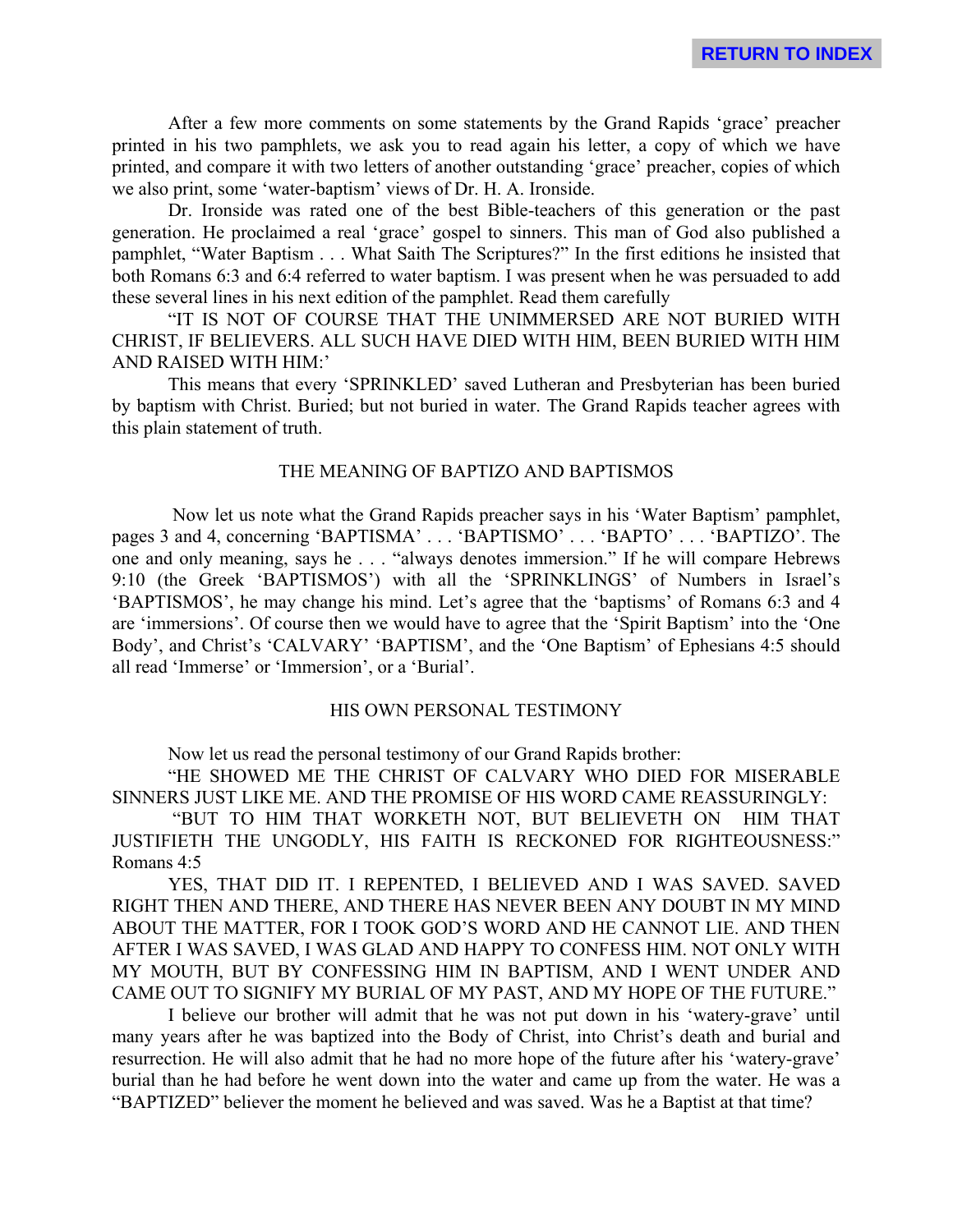After a few more comments on some statements by the Grand Rapids 'grace' preacher printed in his two pamphlets, we ask you to read again his letter, a copy of which we have printed, and compare it with two letters of another outstanding 'grace' preacher, copies of which we also print, some 'water-baptism' views of Dr. H. A. Ironside.

Dr. Ironside was rated one of the best Bible-teachers of this generation or the past generation. He proclaimed a real 'grace' gospel to sinners. This man of God also published a pamphlet, "Water Baptism . . . What Saith The Scriptures?" In the first editions he insisted that both Romans 6:3 and 6:4 referred to water baptism. I was present when he was persuaded to add these several lines in his next edition of the pamphlet. Read them carefully

"IT IS NOT OF COURSE THAT THE UNIMMERSED ARE NOT BURIED WITH CHRIST, IF BELIEVERS. ALL SUCH HAVE DIED WITH HIM, BEEN BURIED WITH HIM AND RAISED WITH HIM:'

This means that every 'SPRINKLED' saved Lutheran and Presbyterian has been buried by baptism with Christ. Buried; but not buried in water. The Grand Rapids teacher agrees with this plain statement of truth.

## THE MEANING OF BAPTIZO AND BAPTISMOS

Now let us note what the Grand Rapids preacher says in his 'Water Baptism' pamphlet, pages 3 and 4, concerning 'BAPTISMA' . . . 'BAPTISMO' . . . 'BAPTO' . . . 'BAPTIZO'. The one and only meaning, says he . . . "always denotes immersion." If he will compare Hebrews 9:10 (the Greek 'BAPTISMOS') with all the 'SPRINKLINGS' of Numbers in Israel's 'BAPTISMOS', he may change his mind. Let's agree that the 'baptisms' of Romans 6:3 and 4 are 'immersions'. Of course then we would have to agree that the 'Spirit Baptism' into the 'One Body', and Christ's 'CALVARY' 'BAPTISM', and the 'One Baptism' of Ephesians 4:5 should all read 'Immerse' or 'Immersion', or a 'Burial'.

## HIS OWN PERSONAL TESTIMONY

Now let us read the personal testimony of our Grand Rapids brother:

"HE SHOWED ME THE CHRIST OF CALVARY WHO DIED FOR MISERABLE SINNERS JUST LIKE ME. AND THE PROMISE OF HIS WORD CAME REASSURINGLY:

"BUT TO HIM THAT WORKETH NOT, BUT BELIEVETH ON HIM THAT JUSTIFIETH THE UNGODLY, HIS FAITH IS RECKONED FOR RIGHTEOUSNESS:" Romans 4:5

YES, THAT DID IT. I REPENTED, I BELIEVED AND I WAS SAVED. SAVED RIGHT THEN AND THERE, AND THERE HAS NEVER BEEN ANY DOUBT IN MY MIND ABOUT THE MATTER, FOR I TOOK GOD'S WORD AND HE CANNOT LIE. AND THEN AFTER I WAS SAVED, I WAS GLAD AND HAPPY TO CONFESS HIM. NOT ONLY WITH MY MOUTH, BUT BY CONFESSING HIM IN BAPTISM, AND I WENT UNDER AND CAME OUT TO SIGNIFY MY BURIAL OF MY PAST, AND MY HOPE OF THE FUTURE."

I believe our brother will admit that he was not put down in his 'watery-grave' until many years after he was baptized into the Body of Christ, into Christ's death and burial and resurrection. He will also admit that he had no more hope of the future after his 'watery-grave' burial than he had before he went down into the water and came up from the water. He was a "BAPTIZED" believer the moment he believed and was saved. Was he a Baptist at that time?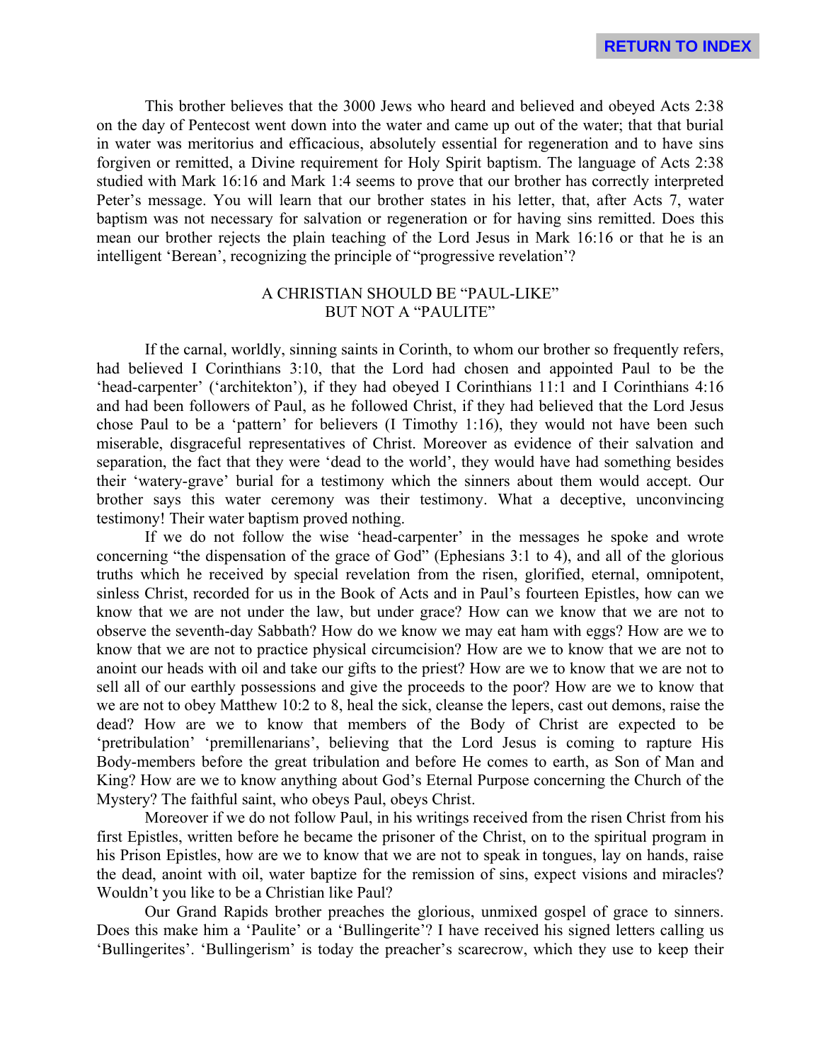This brother believes that the 3000 Jews who heard and believed and obeyed Acts 2:38 on the day of Pentecost went down into the water and came up out of the water; that that burial in water was meritorius and efficacious, absolutely essential for regeneration and to have sins forgiven or remitted, a Divine requirement for Holy Spirit baptism. The language of Acts 2:38 studied with Mark 16:16 and Mark 1:4 seems to prove that our brother has correctly interpreted Peter's message. You will learn that our brother states in his letter, that, after Acts 7, water baptism was not necessary for salvation or regeneration or for having sins remitted. Does this mean our brother rejects the plain teaching of the Lord Jesus in Mark 16:16 or that he is an intelligent 'Berean', recognizing the principle of "progressive revelation'?

## A CHRISTIAN SHOULD BE "PAUL-LIKE" BUT NOT A "PAULITE"

If the carnal, worldly, sinning saints in Corinth, to whom our brother so frequently refers, had believed I Corinthians 3:10, that the Lord had chosen and appointed Paul to be the 'head-carpenter' ('architekton'), if they had obeyed I Corinthians 11:1 and I Corinthians 4:16 and had been followers of Paul, as he followed Christ, if they had believed that the Lord Jesus chose Paul to be a 'pattern' for believers (I Timothy 1:16), they would not have been such miserable, disgraceful representatives of Christ. Moreover as evidence of their salvation and separation, the fact that they were 'dead to the world', they would have had something besides their 'watery-grave' burial for a testimony which the sinners about them would accept. Our brother says this water ceremony was their testimony. What a deceptive, unconvincing testimony! Their water baptism proved nothing.

If we do not follow the wise 'head-carpenter' in the messages he spoke and wrote concerning "the dispensation of the grace of God" (Ephesians 3:1 to 4), and all of the glorious truths which he received by special revelation from the risen, glorified, eternal, omnipotent, sinless Christ, recorded for us in the Book of Acts and in Paul's fourteen Epistles, how can we know that we are not under the law, but under grace? How can we know that we are not to observe the seventh-day Sabbath? How do we know we may eat ham with eggs? How are we to know that we are not to practice physical circumcision? How are we to know that we are not to anoint our heads with oil and take our gifts to the priest? How are we to know that we are not to sell all of our earthly possessions and give the proceeds to the poor? How are we to know that we are not to obey Matthew 10:2 to 8, heal the sick, cleanse the lepers, cast out demons, raise the dead? How are we to know that members of the Body of Christ are expected to be 'pretribulation' 'premillenarians', believing that the Lord Jesus is coming to rapture His Body-members before the great tribulation and before He comes to earth, as Son of Man and King? How are we to know anything about God's Eternal Purpose concerning the Church of the Mystery? The faithful saint, who obeys Paul, obeys Christ.

Moreover if we do not follow Paul, in his writings received from the risen Christ from his first Epistles, written before he became the prisoner of the Christ, on to the spiritual program in his Prison Epistles, how are we to know that we are not to speak in tongues, lay on hands, raise the dead, anoint with oil, water baptize for the remission of sins, expect visions and miracles? Wouldn't you like to be a Christian like Paul?

Our Grand Rapids brother preaches the glorious, unmixed gospel of grace to sinners. Does this make him a 'Paulite' or a 'Bullingerite'? I have received his signed letters calling us 'Bullingerites'. 'Bullingerism' is today the preacher's scarecrow, which they use to keep their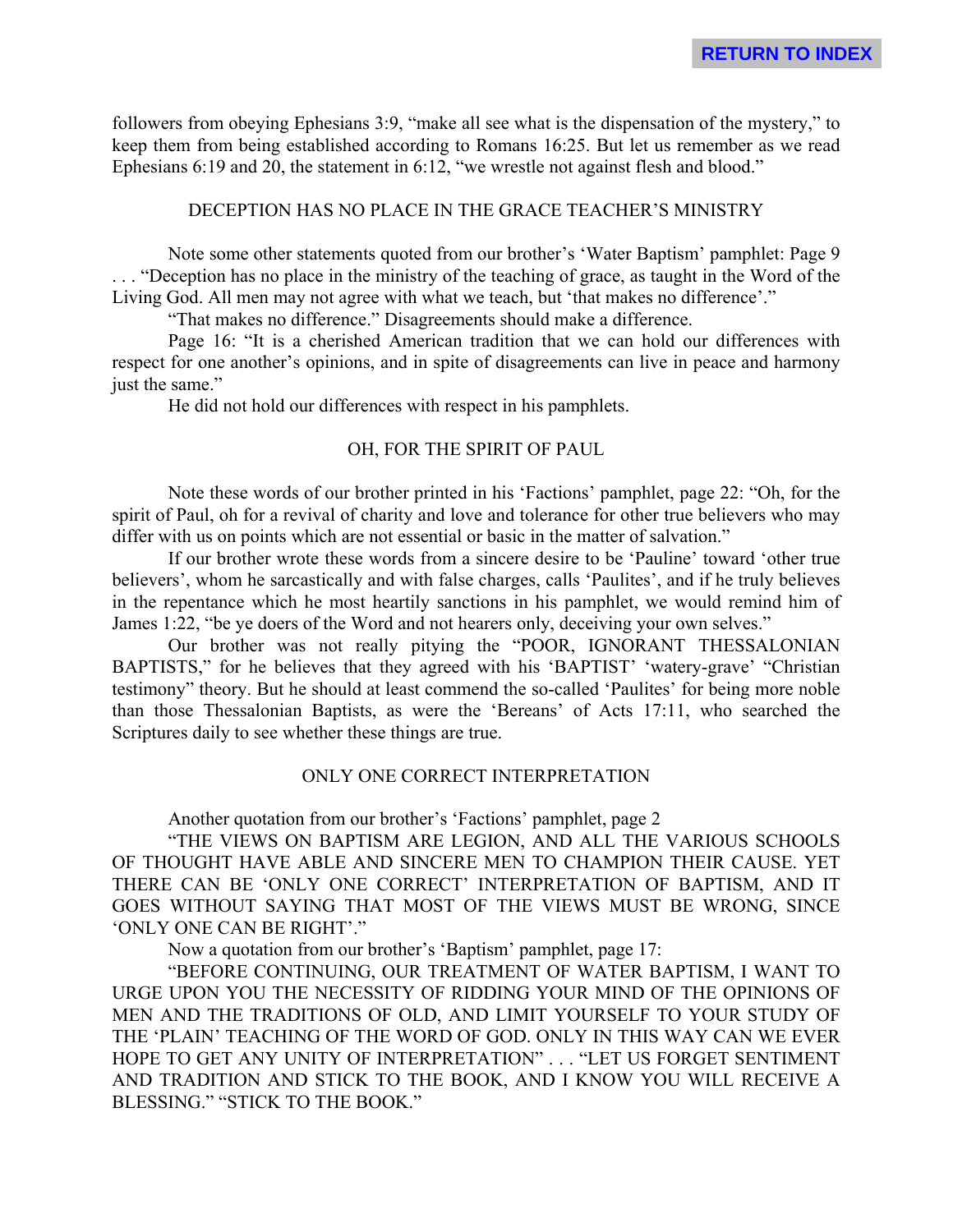followers from obeying Ephesians 3:9, "make all see what is the dispensation of the mystery," to keep them from being established according to Romans 16:25. But let us remember as we read Ephesians 6:19 and 20, the statement in 6:12, "we wrestle not against flesh and blood."

## DECEPTION HAS NO PLACE IN THE GRACE TEACHER'S MINISTRY

Note some other statements quoted from our brother's 'Water Baptism' pamphlet: Page 9 . . . "Deception has no place in the ministry of the teaching of grace, as taught in the Word of the Living God. All men may not agree with what we teach, but 'that makes no difference'."

"That makes no difference." Disagreements should make a difference.

Page 16: "It is a cherished American tradition that we can hold our differences with respect for one another's opinions, and in spite of disagreements can live in peace and harmony just the same."

He did not hold our differences with respect in his pamphlets.

## OH, FOR THE SPIRIT OF PAUL

Note these words of our brother printed in his 'Factions' pamphlet, page 22: "Oh, for the spirit of Paul, oh for a revival of charity and love and tolerance for other true believers who may differ with us on points which are not essential or basic in the matter of salvation."

If our brother wrote these words from a sincere desire to be 'Pauline' toward 'other true believers', whom he sarcastically and with false charges, calls 'Paulites', and if he truly believes in the repentance which he most heartily sanctions in his pamphlet, we would remind him of James 1:22, "be ye doers of the Word and not hearers only, deceiving your own selves."

Our brother was not really pitying the "POOR, IGNORANT THESSALONIAN BAPTISTS," for he believes that they agreed with his 'BAPTIST' 'watery-grave' "Christian testimony" theory. But he should at least commend the so-called 'Paulites' for being more noble than those Thessalonian Baptists, as were the 'Bereans' of Acts 17:11, who searched the Scriptures daily to see whether these things are true.

## ONLY ONE CORRECT INTERPRETATION

Another quotation from our brother's 'Factions' pamphlet, page 2

"THE VIEWS ON BAPTISM ARE LEGION, AND ALL THE VARIOUS SCHOOLS OF THOUGHT HAVE ABLE AND SINCERE MEN TO CHAMPION THEIR CAUSE. YET THERE CAN BE 'ONLY ONE CORRECT' INTERPRETATION OF BAPTISM, AND IT GOES WITHOUT SAYING THAT MOST OF THE VIEWS MUST BE WRONG, SINCE 'ONLY ONE CAN BE RIGHT'."

Now a quotation from our brother's 'Baptism' pamphlet, page 17:

"BEFORE CONTINUING, OUR TREATMENT OF WATER BAPTISM, I WANT TO URGE UPON YOU THE NECESSITY OF RIDDING YOUR MIND OF THE OPINIONS OF MEN AND THE TRADITIONS OF OLD, AND LIMIT YOURSELF TO YOUR STUDY OF THE 'PLAIN' TEACHING OF THE WORD OF GOD. ONLY IN THIS WAY CAN WE EVER HOPE TO GET ANY UNITY OF INTERPRETATION" . . . "LET US FORGET SENTIMENT AND TRADITION AND STICK TO THE BOOK, AND I KNOW YOU WILL RECEIVE A BLESSING." "STICK TO THE BOOK."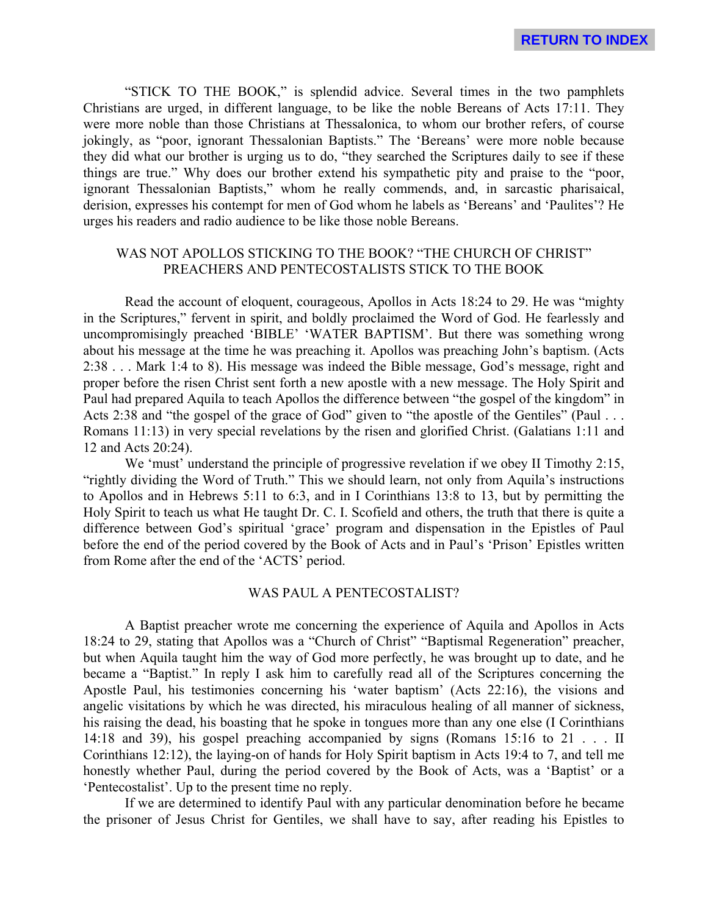"STICK TO THE BOOK," is splendid advice. Several times in the two pamphlets Christians are urged, in different language, to be like the noble Bereans of Acts 17:11. They were more noble than those Christians at Thessalonica, to whom our brother refers, of course jokingly, as "poor, ignorant Thessalonian Baptists." The 'Bereans' were more noble because they did what our brother is urging us to do, "they searched the Scriptures daily to see if these things are true." Why does our brother extend his sympathetic pity and praise to the "poor, ignorant Thessalonian Baptists," whom he really commends, and, in sarcastic pharisaical, derision, expresses his contempt for men of God whom he labels as 'Bereans' and 'Paulites'? He urges his readers and radio audience to be like those noble Bereans.

## WAS NOT APOLLOS STICKING TO THE BOOK? "THE CHURCH OF CHRIST" PREACHERS AND PENTECOSTALISTS STICK TO THE BOOK

Read the account of eloquent, courageous, Apollos in Acts 18:24 to 29. He was "mighty in the Scriptures," fervent in spirit, and boldly proclaimed the Word of God. He fearlessly and uncompromisingly preached 'BIBLE' 'WATER BAPTISM'. But there was something wrong about his message at the time he was preaching it. Apollos was preaching John's baptism. (Acts 2:38 . . . Mark 1:4 to 8). His message was indeed the Bible message, God's message, right and proper before the risen Christ sent forth a new apostle with a new message. The Holy Spirit and Paul had prepared Aquila to teach Apollos the difference between "the gospel of the kingdom" in Acts 2:38 and "the gospel of the grace of God" given to "the apostle of the Gentiles" (Paul . . . Romans 11:13) in very special revelations by the risen and glorified Christ. (Galatians 1:11 and 12 and Acts 20:24).

We 'must' understand the principle of progressive revelation if we obey II Timothy 2:15, "rightly dividing the Word of Truth." This we should learn, not only from Aquila's instructions to Apollos and in Hebrews 5:11 to 6:3, and in I Corinthians 13:8 to 13, but by permitting the Holy Spirit to teach us what He taught Dr. C. I. Scofield and others, the truth that there is quite a difference between God's spiritual 'grace' program and dispensation in the Epistles of Paul before the end of the period covered by the Book of Acts and in Paul's 'Prison' Epistles written from Rome after the end of the 'ACTS' period.

## WAS PAUL A PENTECOSTALIST?

A Baptist preacher wrote me concerning the experience of Aquila and Apollos in Acts 18:24 to 29, stating that Apollos was a "Church of Christ" "Baptismal Regeneration" preacher, but when Aquila taught him the way of God more perfectly, he was brought up to date, and he became a "Baptist." In reply I ask him to carefully read all of the Scriptures concerning the Apostle Paul, his testimonies concerning his 'water baptism' (Acts 22:16), the visions and angelic visitations by which he was directed, his miraculous healing of all manner of sickness, his raising the dead, his boasting that he spoke in tongues more than any one else (I Corinthians 14:18 and 39), his gospel preaching accompanied by signs (Romans 15:16 to 21 . . . II Corinthians 12:12), the laying-on of hands for Holy Spirit baptism in Acts 19:4 to 7, and tell me honestly whether Paul, during the period covered by the Book of Acts, was a 'Baptist' or a 'Pentecostalist'. Up to the present time no reply.

If we are determined to identify Paul with any particular denomination before he became the prisoner of Jesus Christ for Gentiles, we shall have to say, after reading his Epistles to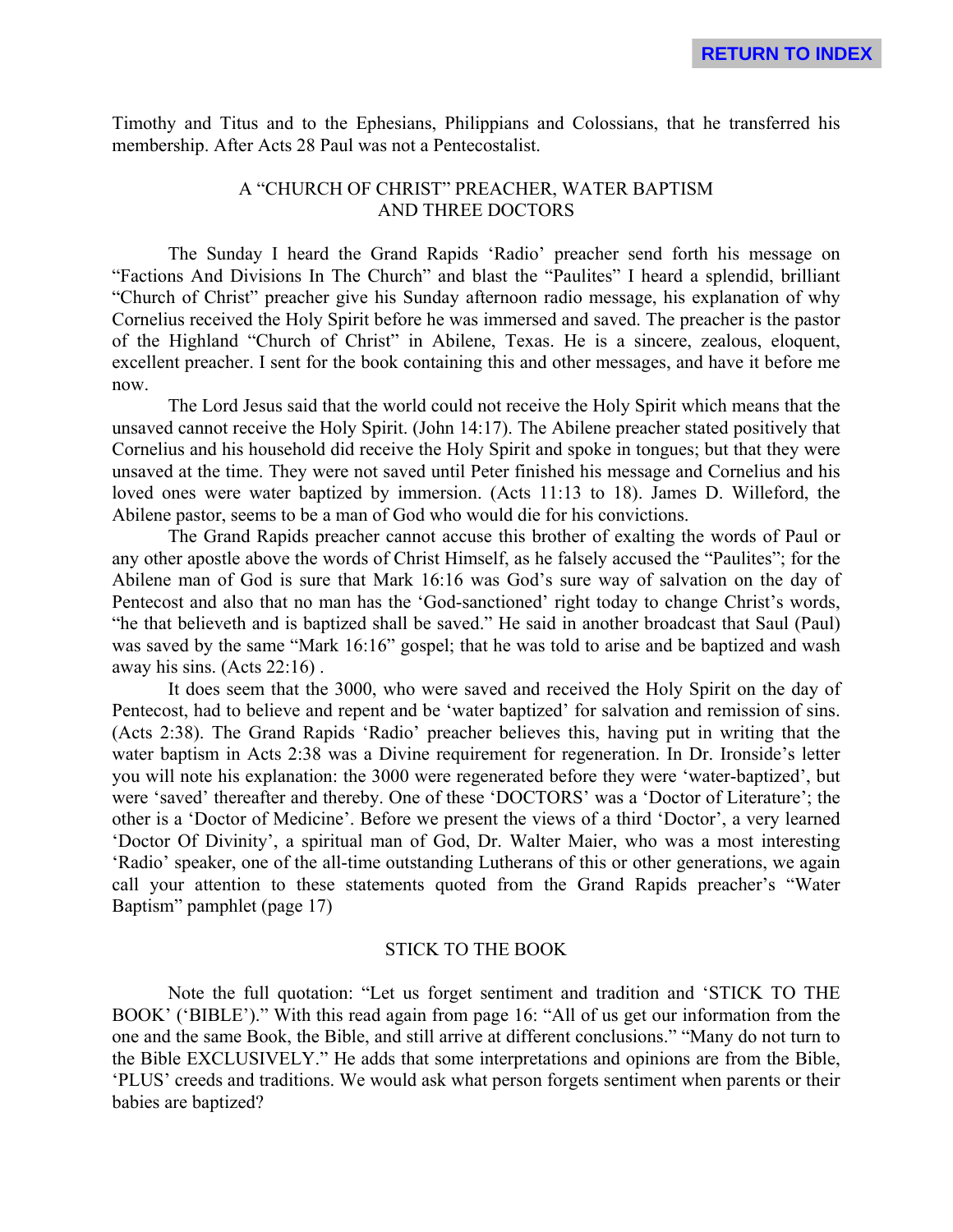Timothy and Titus and to the Ephesians, Philippians and Colossians, that he transferred his membership. After Acts 28 Paul was not a Pentecostalist.

## A "CHURCH OF CHRIST" PREACHER, WATER BAPTISM AND THREE DOCTORS

The Sunday I heard the Grand Rapids 'Radio' preacher send forth his message on "Factions And Divisions In The Church" and blast the "Paulites" I heard a splendid, brilliant "Church of Christ" preacher give his Sunday afternoon radio message, his explanation of why Cornelius received the Holy Spirit before he was immersed and saved. The preacher is the pastor of the Highland "Church of Christ" in Abilene, Texas. He is a sincere, zealous, eloquent, excellent preacher. I sent for the book containing this and other messages, and have it before me now.

The Lord Jesus said that the world could not receive the Holy Spirit which means that the unsaved cannot receive the Holy Spirit. (John 14:17). The Abilene preacher stated positively that Cornelius and his household did receive the Holy Spirit and spoke in tongues; but that they were unsaved at the time. They were not saved until Peter finished his message and Cornelius and his loved ones were water baptized by immersion. (Acts 11:13 to 18). James D. Willeford, the Abilene pastor, seems to be a man of God who would die for his convictions.

The Grand Rapids preacher cannot accuse this brother of exalting the words of Paul or any other apostle above the words of Christ Himself, as he falsely accused the "Paulites"; for the Abilene man of God is sure that Mark 16:16 was God's sure way of salvation on the day of Pentecost and also that no man has the 'God-sanctioned' right today to change Christ's words, "he that believeth and is baptized shall be saved." He said in another broadcast that Saul (Paul) was saved by the same "Mark 16:16" gospel; that he was told to arise and be baptized and wash away his sins. (Acts 22:16) .

It does seem that the 3000, who were saved and received the Holy Spirit on the day of Pentecost, had to believe and repent and be 'water baptized' for salvation and remission of sins. (Acts 2:38). The Grand Rapids 'Radio' preacher believes this, having put in writing that the water baptism in Acts 2:38 was a Divine requirement for regeneration. In Dr. Ironside's letter you will note his explanation: the 3000 were regenerated before they were 'water-baptized', but were 'saved' thereafter and thereby. One of these 'DOCTORS' was a 'Doctor of Literature'; the other is a 'Doctor of Medicine'. Before we present the views of a third 'Doctor', a very learned 'Doctor Of Divinity', a spiritual man of God, Dr. Walter Maier, who was a most interesting 'Radio' speaker, one of the all-time outstanding Lutherans of this or other generations, we again call your attention to these statements quoted from the Grand Rapids preacher's "Water Baptism" pamphlet (page 17)

## STICK TO THE BOOK

Note the full quotation: "Let us forget sentiment and tradition and 'STICK TO THE BOOK' ('BIBLE')." With this read again from page 16: "All of us get our information from the one and the same Book, the Bible, and still arrive at different conclusions." "Many do not turn to the Bible EXCLUSIVELY." He adds that some interpretations and opinions are from the Bible, 'PLUS' creeds and traditions. We would ask what person forgets sentiment when parents or their babies are baptized?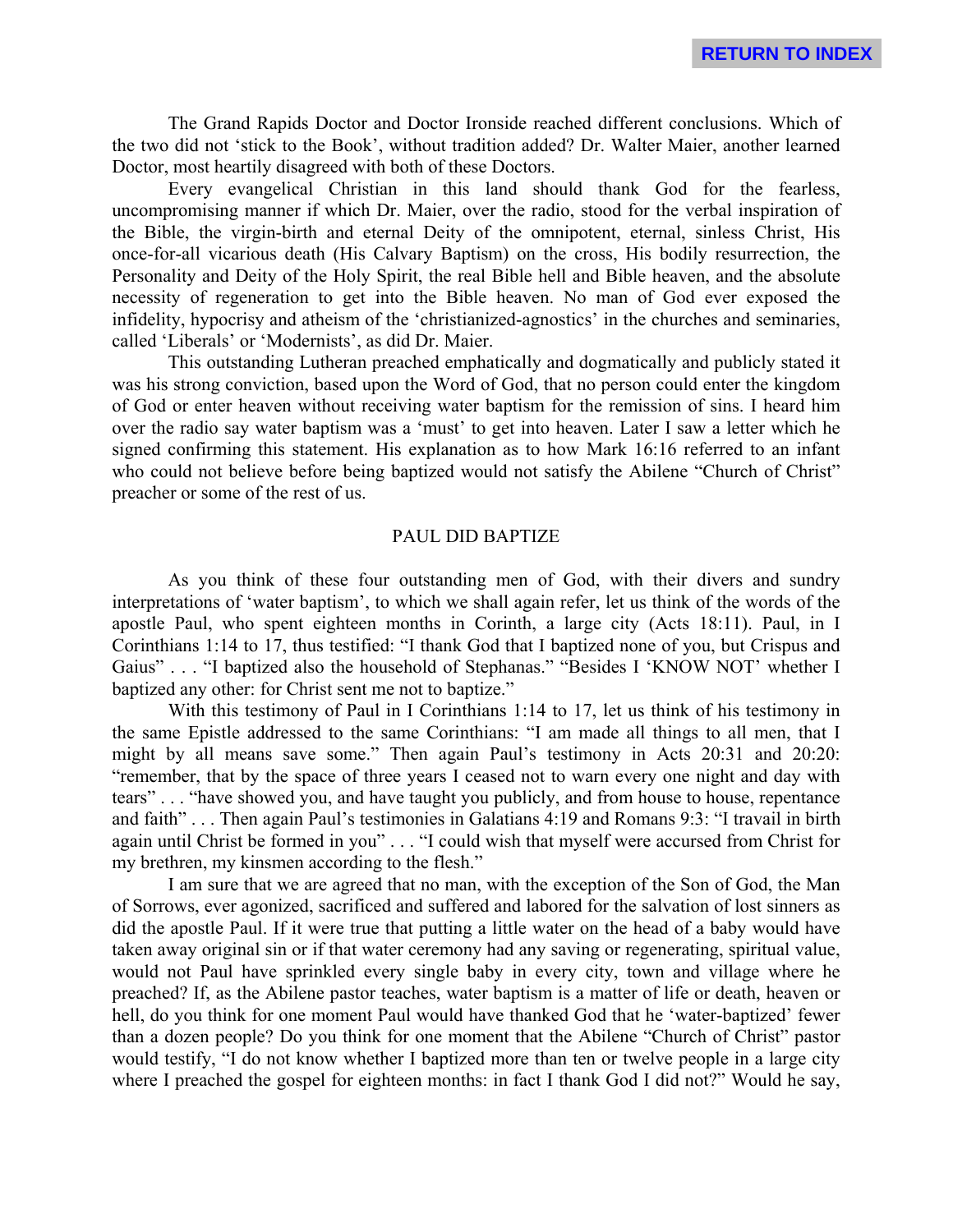The Grand Rapids Doctor and Doctor Ironside reached different conclusions. Which of the two did not 'stick to the Book', without tradition added? Dr. Walter Maier, another learned Doctor, most heartily disagreed with both of these Doctors.

Every evangelical Christian in this land should thank God for the fearless, uncompromising manner if which Dr. Maier, over the radio, stood for the verbal inspiration of the Bible, the virgin-birth and eternal Deity of the omnipotent, eternal, sinless Christ, His once-for-all vicarious death (His Calvary Baptism) on the cross, His bodily resurrection, the Personality and Deity of the Holy Spirit, the real Bible hell and Bible heaven, and the absolute necessity of regeneration to get into the Bible heaven. No man of God ever exposed the infidelity, hypocrisy and atheism of the 'christianized-agnostics' in the churches and seminaries, called 'Liberals' or 'Modernists', as did Dr. Maier.

This outstanding Lutheran preached emphatically and dogmatically and publicly stated it was his strong conviction, based upon the Word of God, that no person could enter the kingdom of God or enter heaven without receiving water baptism for the remission of sins. I heard him over the radio say water baptism was a 'must' to get into heaven. Later I saw a letter which he signed confirming this statement. His explanation as to how Mark 16:16 referred to an infant who could not believe before being baptized would not satisfy the Abilene "Church of Christ" preacher or some of the rest of us.

## PAUL DID BAPTIZE

As you think of these four outstanding men of God, with their divers and sundry interpretations of 'water baptism', to which we shall again refer, let us think of the words of the apostle Paul, who spent eighteen months in Corinth, a large city (Acts 18:11). Paul, in I Corinthians 1:14 to 17, thus testified: "I thank God that I baptized none of you, but Crispus and Gaius" . . . "I baptized also the household of Stephanas." "Besides I 'KNOW NOT' whether I baptized any other: for Christ sent me not to baptize."

With this testimony of Paul in I Corinthians 1:14 to 17, let us think of his testimony in the same Epistle addressed to the same Corinthians: "I am made all things to all men, that I might by all means save some." Then again Paul's testimony in Acts 20:31 and 20:20: "remember, that by the space of three years I ceased not to warn every one night and day with tears" . . . "have showed you, and have taught you publicly, and from house to house, repentance and faith" . . . Then again Paul's testimonies in Galatians 4:19 and Romans 9:3: "I travail in birth again until Christ be formed in you" . . . "I could wish that myself were accursed from Christ for my brethren, my kinsmen according to the flesh."

I am sure that we are agreed that no man, with the exception of the Son of God, the Man of Sorrows, ever agonized, sacrificed and suffered and labored for the salvation of lost sinners as did the apostle Paul. If it were true that putting a little water on the head of a baby would have taken away original sin or if that water ceremony had any saving or regenerating, spiritual value, would not Paul have sprinkled every single baby in every city, town and village where he preached? If, as the Abilene pastor teaches, water baptism is a matter of life or death, heaven or hell, do you think for one moment Paul would have thanked God that he 'water-baptized' fewer than a dozen people? Do you think for one moment that the Abilene "Church of Christ" pastor would testify, "I do not know whether I baptized more than ten or twelve people in a large city where I preached the gospel for eighteen months: in fact I thank God I did not?" Would he say,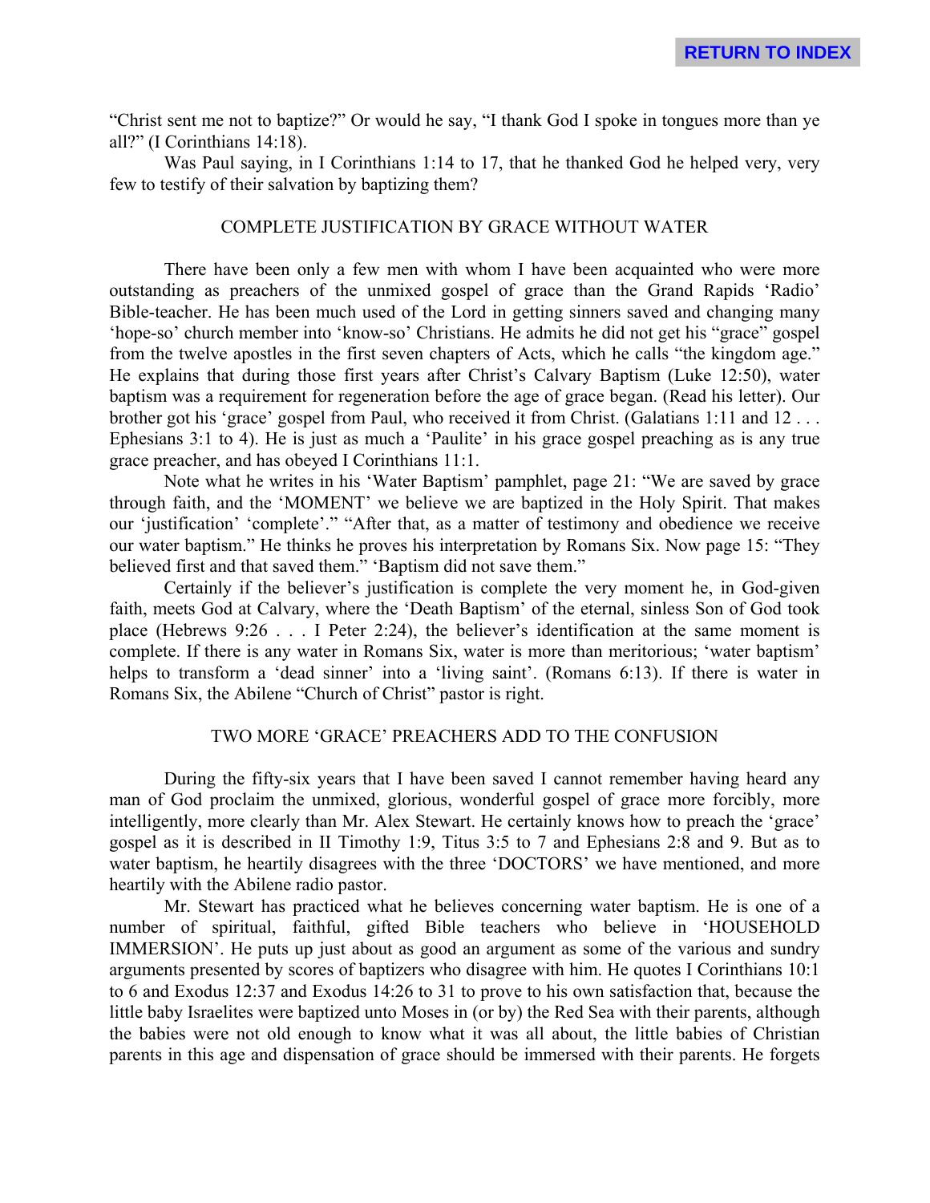"Christ sent me not to baptize?" Or would he say, "I thank God I spoke in tongues more than ye all?" (I Corinthians 14:18).

Was Paul saying, in I Corinthians 1:14 to 17, that he thanked God he helped very, very few to testify of their salvation by baptizing them?

## COMPLETE JUSTIFICATION BY GRACE WITHOUT WATER

There have been only a few men with whom I have been acquainted who were more outstanding as preachers of the unmixed gospel of grace than the Grand Rapids 'Radio' Bible-teacher. He has been much used of the Lord in getting sinners saved and changing many 'hope-so' church member into 'know-so' Christians. He admits he did not get his "grace" gospel from the twelve apostles in the first seven chapters of Acts, which he calls "the kingdom age." He explains that during those first years after Christ's Calvary Baptism (Luke 12:50), water baptism was a requirement for regeneration before the age of grace began. (Read his letter). Our brother got his 'grace' gospel from Paul, who received it from Christ. (Galatians 1:11 and 12 . . . Ephesians 3:1 to 4). He is just as much a 'Paulite' in his grace gospel preaching as is any true grace preacher, and has obeyed I Corinthians 11:1.

Note what he writes in his 'Water Baptism' pamphlet, page 21: "We are saved by grace through faith, and the 'MOMENT' we believe we are baptized in the Holy Spirit. That makes our 'justification' 'complete'." "After that, as a matter of testimony and obedience we receive our water baptism." He thinks he proves his interpretation by Romans Six. Now page 15: "They believed first and that saved them." 'Baptism did not save them."

Certainly if the believer's justification is complete the very moment he, in God-given faith, meets God at Calvary, where the 'Death Baptism' of the eternal, sinless Son of God took place (Hebrews 9:26 . . . I Peter 2:24), the believer's identification at the same moment is complete. If there is any water in Romans Six, water is more than meritorious; 'water baptism' helps to transform a 'dead sinner' into a 'living saint'. (Romans 6:13). If there is water in Romans Six, the Abilene "Church of Christ" pastor is right.

## TWO MORE 'GRACE' PREACHERS ADD TO THE CONFUSION

During the fifty-six years that I have been saved I cannot remember having heard any man of God proclaim the unmixed, glorious, wonderful gospel of grace more forcibly, more intelligently, more clearly than Mr. Alex Stewart. He certainly knows how to preach the 'grace' gospel as it is described in II Timothy 1:9, Titus 3:5 to 7 and Ephesians 2:8 and 9. But as to water baptism, he heartily disagrees with the three 'DOCTORS' we have mentioned, and more heartily with the Abilene radio pastor.

Mr. Stewart has practiced what he believes concerning water baptism. He is one of a number of spiritual, faithful, gifted Bible teachers who believe in 'HOUSEHOLD IMMERSION'. He puts up just about as good an argument as some of the various and sundry arguments presented by scores of baptizers who disagree with him. He quotes I Corinthians 10:1 to 6 and Exodus 12:37 and Exodus 14:26 to 31 to prove to his own satisfaction that, because the little baby Israelites were baptized unto Moses in (or by) the Red Sea with their parents, although the babies were not old enough to know what it was all about, the little babies of Christian parents in this age and dispensation of grace should be immersed with their parents. He forgets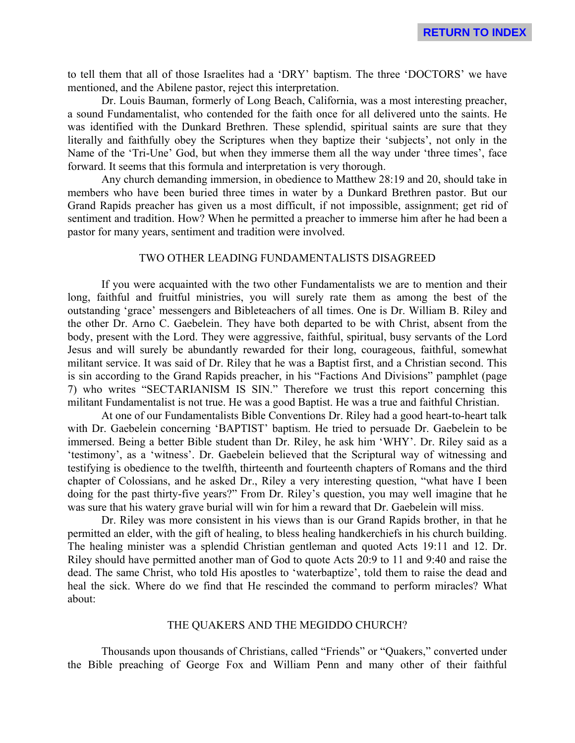to tell them that all of those Israelites had a 'DRY' baptism. The three 'DOCTORS' we have mentioned, and the Abilene pastor, reject this interpretation.

Dr. Louis Bauman, formerly of Long Beach, California, was a most interesting preacher, a sound Fundamentalist, who contended for the faith once for all delivered unto the saints. He was identified with the Dunkard Brethren. These splendid, spiritual saints are sure that they literally and faithfully obey the Scriptures when they baptize their 'subjects', not only in the Name of the 'Tri-Une' God, but when they immerse them all the way under 'three times', face forward. It seems that this formula and interpretation is very thorough.

Any church demanding immersion, in obedience to Matthew 28:19 and 20, should take in members who have been buried three times in water by a Dunkard Brethren pastor. But our Grand Rapids preacher has given us a most difficult, if not impossible, assignment; get rid of sentiment and tradition. How? When he permitted a preacher to immerse him after he had been a pastor for many years, sentiment and tradition were involved.

## TWO OTHER LEADING FUNDAMENTALISTS DISAGREED

If you were acquainted with the two other Fundamentalists we are to mention and their long, faithful and fruitful ministries, you will surely rate them as among the best of the outstanding 'grace' messengers and Bibleteachers of all times. One is Dr. William B. Riley and the other Dr. Arno C. Gaebelein. They have both departed to be with Christ, absent from the body, present with the Lord. They were aggressive, faithful, spiritual, busy servants of the Lord Jesus and will surely be abundantly rewarded for their long, courageous, faithful, somewhat militant service. It was said of Dr. Riley that he was a Baptist first, and a Christian second. This is sin according to the Grand Rapids preacher, in his "Factions And Divisions" pamphlet (page 7) who writes "SECTARIANISM IS SIN." Therefore we trust this report concerning this militant Fundamentalist is not true. He was a good Baptist. He was a true and faithful Christian.

At one of our Fundamentalists Bible Conventions Dr. Riley had a good heart-to-heart talk with Dr. Gaebelein concerning 'BAPTIST' baptism. He tried to persuade Dr. Gaebelein to be immersed. Being a better Bible student than Dr. Riley, he ask him 'WHY'. Dr. Riley said as a 'testimony', as a 'witness'. Dr. Gaebelein believed that the Scriptural way of witnessing and testifying is obedience to the twelfth, thirteenth and fourteenth chapters of Romans and the third chapter of Colossians, and he asked Dr., Riley a very interesting question, "what have I been doing for the past thirty-five years?" From Dr. Riley's question, you may well imagine that he was sure that his watery grave burial will win for him a reward that Dr. Gaebelein will miss.

Dr. Riley was more consistent in his views than is our Grand Rapids brother, in that he permitted an elder, with the gift of healing, to bless healing handkerchiefs in his church building. The healing minister was a splendid Christian gentleman and quoted Acts 19:11 and 12. Dr. Riley should have permitted another man of God to quote Acts 20:9 to 11 and 9:40 and raise the dead. The same Christ, who told His apostles to 'waterbaptize', told them to raise the dead and heal the sick. Where do we find that He rescinded the command to perform miracles? What about:

## THE QUAKERS AND THE MEGIDDO CHURCH?

Thousands upon thousands of Christians, called "Friends" or "Quakers," converted under the Bible preaching of George Fox and William Penn and many other of their faithful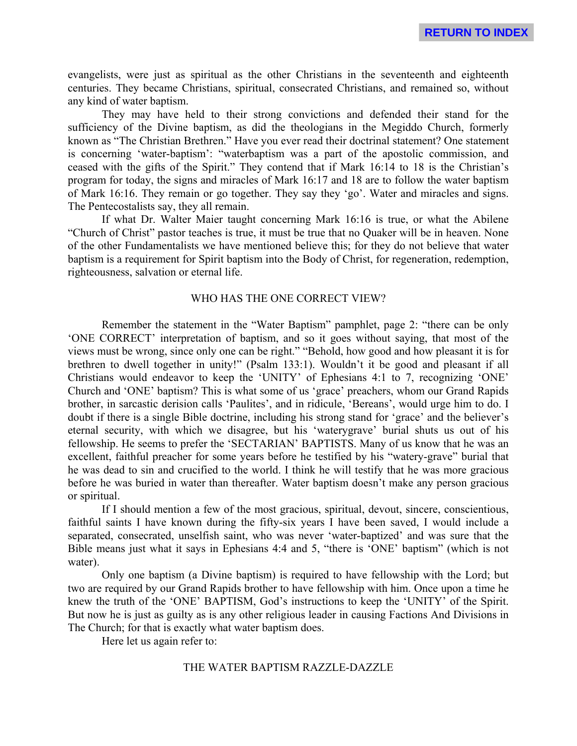evangelists, were just as spiritual as the other Christians in the seventeenth and eighteenth centuries. They became Christians, spiritual, consecrated Christians, and remained so, without any kind of water baptism.

They may have held to their strong convictions and defended their stand for the sufficiency of the Divine baptism, as did the theologians in the Megiddo Church, formerly known as "The Christian Brethren." Have you ever read their doctrinal statement? One statement is concerning 'water-baptism': "waterbaptism was a part of the apostolic commission, and ceased with the gifts of the Spirit." They contend that if Mark 16:14 to 18 is the Christian's program for today, the signs and miracles of Mark 16:17 and 18 are to follow the water baptism of Mark 16:16. They remain or go together. They say they 'go'. Water and miracles and signs. The Pentecostalists say, they all remain.

If what Dr. Walter Maier taught concerning Mark 16:16 is true, or what the Abilene "Church of Christ" pastor teaches is true, it must be true that no Quaker will be in heaven. None of the other Fundamentalists we have mentioned believe this; for they do not believe that water baptism is a requirement for Spirit baptism into the Body of Christ, for regeneration, redemption, righteousness, salvation or eternal life.

## WHO HAS THE ONE CORRECT VIEW?

Remember the statement in the "Water Baptism" pamphlet, page 2: "there can be only 'ONE CORRECT' interpretation of baptism, and so it goes without saying, that most of the views must be wrong, since only one can be right." "Behold, how good and how pleasant it is for brethren to dwell together in unity!" (Psalm 133:1). Wouldn't it be good and pleasant if all Christians would endeavor to keep the 'UNITY' of Ephesians 4:1 to 7, recognizing 'ONE' Church and 'ONE' baptism? This is what some of us 'grace' preachers, whom our Grand Rapids brother, in sarcastic derision calls 'Paulites', and in ridicule, 'Bereans', would urge him to do. I doubt if there is a single Bible doctrine, including his strong stand for 'grace' and the believer's eternal security, with which we disagree, but his 'waterygrave' burial shuts us out of his fellowship. He seems to prefer the 'SECTARIAN' BAPTISTS. Many of us know that he was an excellent, faithful preacher for some years before he testified by his "watery-grave" burial that he was dead to sin and crucified to the world. I think he will testify that he was more gracious before he was buried in water than thereafter. Water baptism doesn't make any person gracious or spiritual.

If I should mention a few of the most gracious, spiritual, devout, sincere, conscientious, faithful saints I have known during the fifty-six years I have been saved, I would include a separated, consecrated, unselfish saint, who was never 'water-baptized' and was sure that the Bible means just what it says in Ephesians 4:4 and 5, "there is 'ONE' baptism" (which is not water).

Only one baptism (a Divine baptism) is required to have fellowship with the Lord; but two are required by our Grand Rapids brother to have fellowship with him. Once upon a time he knew the truth of the 'ONE' BAPTISM, God's instructions to keep the 'UNITY' of the Spirit. But now he is just as guilty as is any other religious leader in causing Factions And Divisions in The Church; for that is exactly what water baptism does.

Here let us again refer to:

## THE WATER BAPTISM RAZZLE-DAZZLE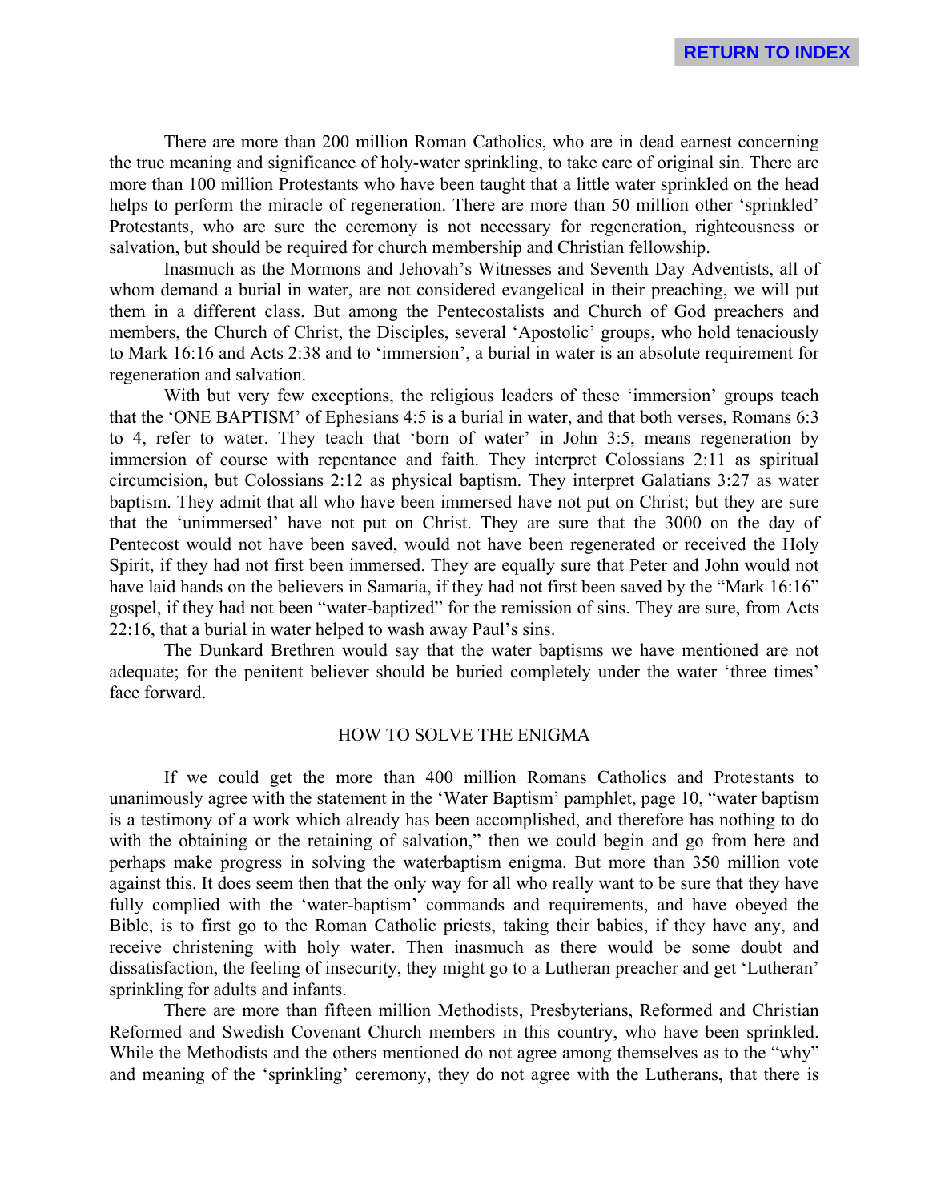There are more than 200 million Roman Catholics, who are in dead earnest concerning the true meaning and significance of holy-water sprinkling, to take care of original sin. There are more than 100 million Protestants who have been taught that a little water sprinkled on the head helps to perform the miracle of regeneration. There are more than 50 million other 'sprinkled' Protestants, who are sure the ceremony is not necessary for regeneration, righteousness or salvation, but should be required for church membership and Christian fellowship.

Inasmuch as the Mormons and Jehovah's Witnesses and Seventh Day Adventists, all of whom demand a burial in water, are not considered evangelical in their preaching, we will put them in a different class. But among the Pentecostalists and Church of God preachers and members, the Church of Christ, the Disciples, several 'Apostolic' groups, who hold tenaciously to Mark 16:16 and Acts 2:38 and to 'immersion', a burial in water is an absolute requirement for regeneration and salvation.

With but very few exceptions, the religious leaders of these 'immersion' groups teach that the 'ONE BAPTISM' of Ephesians 4:5 is a burial in water, and that both verses, Romans 6:3 to 4, refer to water. They teach that 'born of water' in John 3:5, means regeneration by immersion of course with repentance and faith. They interpret Colossians 2:11 as spiritual circumcision, but Colossians 2:12 as physical baptism. They interpret Galatians 3:27 as water baptism. They admit that all who have been immersed have not put on Christ; but they are sure that the 'unimmersed' have not put on Christ. They are sure that the 3000 on the day of Pentecost would not have been saved, would not have been regenerated or received the Holy Spirit, if they had not first been immersed. They are equally sure that Peter and John would not have laid hands on the believers in Samaria, if they had not first been saved by the "Mark 16:16" gospel, if they had not been "water-baptized" for the remission of sins. They are sure, from Acts 22:16, that a burial in water helped to wash away Paul's sins.

The Dunkard Brethren would say that the water baptisms we have mentioned are not adequate; for the penitent believer should be buried completely under the water 'three times' face forward.

## HOW TO SOLVE THE ENIGMA

If we could get the more than 400 million Romans Catholics and Protestants to unanimously agree with the statement in the 'Water Baptism' pamphlet, page 10, "water baptism is a testimony of a work which already has been accomplished, and therefore has nothing to do with the obtaining or the retaining of salvation," then we could begin and go from here and perhaps make progress in solving the waterbaptism enigma. But more than 350 million vote against this. It does seem then that the only way for all who really want to be sure that they have fully complied with the 'water-baptism' commands and requirements, and have obeyed the Bible, is to first go to the Roman Catholic priests, taking their babies, if they have any, and receive christening with holy water. Then inasmuch as there would be some doubt and dissatisfaction, the feeling of insecurity, they might go to a Lutheran preacher and get 'Lutheran' sprinkling for adults and infants.

There are more than fifteen million Methodists, Presbyterians, Reformed and Christian Reformed and Swedish Covenant Church members in this country, who have been sprinkled. While the Methodists and the others mentioned do not agree among themselves as to the "why" and meaning of the 'sprinkling' ceremony, they do not agree with the Lutherans, that there is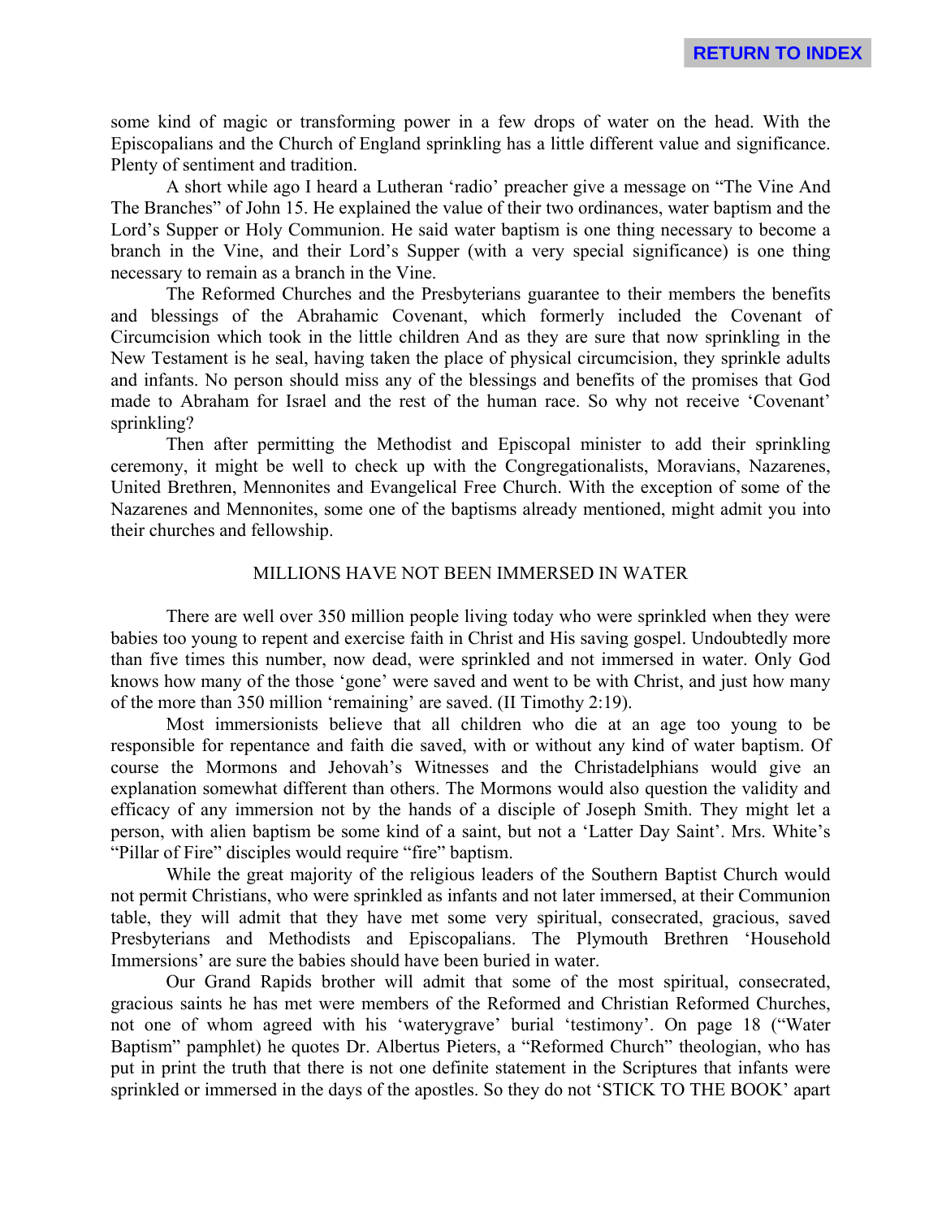some kind of magic or transforming power in a few drops of water on the head. With the Episcopalians and the Church of England sprinkling has a little different value and significance. Plenty of sentiment and tradition.

A short while ago I heard a Lutheran 'radio' preacher give a message on "The Vine And The Branches" of John 15. He explained the value of their two ordinances, water baptism and the Lord's Supper or Holy Communion. He said water baptism is one thing necessary to become a branch in the Vine, and their Lord's Supper (with a very special significance) is one thing necessary to remain as a branch in the Vine.

The Reformed Churches and the Presbyterians guarantee to their members the benefits and blessings of the Abrahamic Covenant, which formerly included the Covenant of Circumcision which took in the little children And as they are sure that now sprinkling in the New Testament is he seal, having taken the place of physical circumcision, they sprinkle adults and infants. No person should miss any of the blessings and benefits of the promises that God made to Abraham for Israel and the rest of the human race. So why not receive 'Covenant' sprinkling?

Then after permitting the Methodist and Episcopal minister to add their sprinkling ceremony, it might be well to check up with the Congregationalists, Moravians, Nazarenes, United Brethren, Mennonites and Evangelical Free Church. With the exception of some of the Nazarenes and Mennonites, some one of the baptisms already mentioned, might admit you into their churches and fellowship.

## MILLIONS HAVE NOT BEEN IMMERSED IN WATER

There are well over 350 million people living today who were sprinkled when they were babies too young to repent and exercise faith in Christ and His saving gospel. Undoubtedly more than five times this number, now dead, were sprinkled and not immersed in water. Only God knows how many of the those 'gone' were saved and went to be with Christ, and just how many of the more than 350 million 'remaining' are saved. (II Timothy 2:19).

Most immersionists believe that all children who die at an age too young to be responsible for repentance and faith die saved, with or without any kind of water baptism. Of course the Mormons and Jehovah's Witnesses and the Christadelphians would give an explanation somewhat different than others. The Mormons would also question the validity and efficacy of any immersion not by the hands of a disciple of Joseph Smith. They might let a person, with alien baptism be some kind of a saint, but not a 'Latter Day Saint'. Mrs. White's "Pillar of Fire" disciples would require "fire" baptism.

While the great majority of the religious leaders of the Southern Baptist Church would not permit Christians, who were sprinkled as infants and not later immersed, at their Communion table, they will admit that they have met some very spiritual, consecrated, gracious, saved Presbyterians and Methodists and Episcopalians. The Plymouth Brethren 'Household Immersions' are sure the babies should have been buried in water.

Our Grand Rapids brother will admit that some of the most spiritual, consecrated, gracious saints he has met were members of the Reformed and Christian Reformed Churches, not one of whom agreed with his 'waterygrave' burial 'testimony'. On page 18 ("Water Baptism" pamphlet) he quotes Dr. Albertus Pieters, a "Reformed Church" theologian, who has put in print the truth that there is not one definite statement in the Scriptures that infants were sprinkled or immersed in the days of the apostles. So they do not 'STICK TO THE BOOK' apart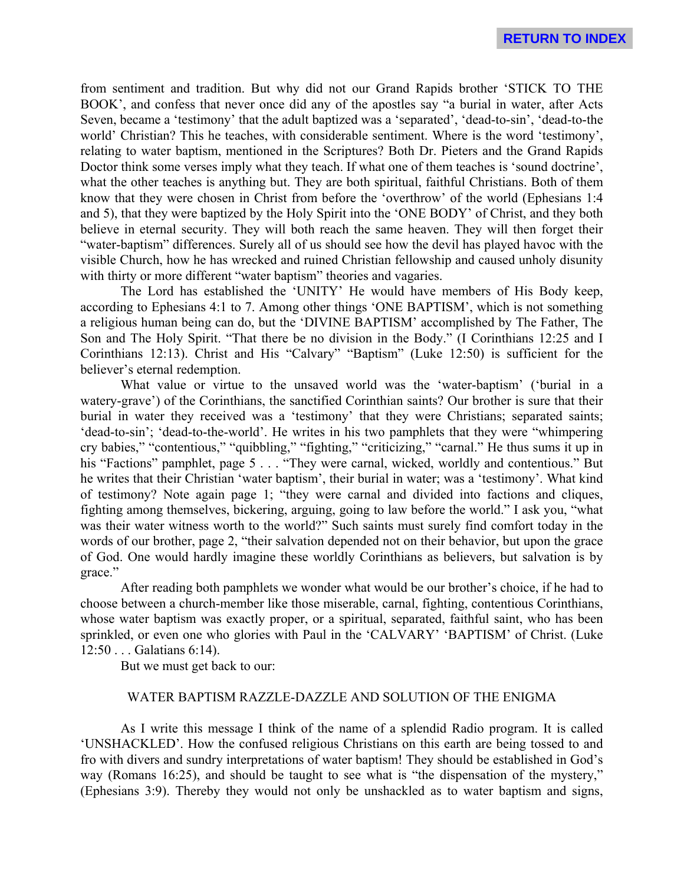from sentiment and tradition. But why did not our Grand Rapids brother 'STICK TO THE BOOK', and confess that never once did any of the apostles say "a burial in water, after Acts Seven, became a 'testimony' that the adult baptized was a 'separated', 'dead-to-sin', 'dead-to-the world' Christian? This he teaches, with considerable sentiment. Where is the word 'testimony', relating to water baptism, mentioned in the Scriptures? Both Dr. Pieters and the Grand Rapids Doctor think some verses imply what they teach. If what one of them teaches is 'sound doctrine', what the other teaches is anything but. They are both spiritual, faithful Christians. Both of them know that they were chosen in Christ from before the 'overthrow' of the world (Ephesians 1:4 and 5), that they were baptized by the Holy Spirit into the 'ONE BODY' of Christ, and they both believe in eternal security. They will both reach the same heaven. They will then forget their "water-baptism" differences. Surely all of us should see how the devil has played havoc with the visible Church, how he has wrecked and ruined Christian fellowship and caused unholy disunity with thirty or more different "water baptism" theories and vagaries.

The Lord has established the 'UNITY' He would have members of His Body keep, according to Ephesians 4:1 to 7. Among other things 'ONE BAPTISM', which is not something a religious human being can do, but the 'DIVINE BAPTISM' accomplished by The Father, The Son and The Holy Spirit. "That there be no division in the Body." (I Corinthians 12:25 and I Corinthians 12:13). Christ and His "Calvary" "Baptism" (Luke 12:50) is sufficient for the believer's eternal redemption.

What value or virtue to the unsaved world was the 'water-baptism' ('burial in a watery-grave') of the Corinthians, the sanctified Corinthian saints? Our brother is sure that their burial in water they received was a 'testimony' that they were Christians; separated saints; 'dead-to-sin'; 'dead-to-the-world'. He writes in his two pamphlets that they were "whimpering cry babies," "contentious," "quibbling," "fighting," "criticizing," "carnal." He thus sums it up in his "Factions" pamphlet, page 5 . . . "They were carnal, wicked, worldly and contentious." But he writes that their Christian 'water baptism', their burial in water; was a 'testimony'. What kind of testimony? Note again page 1; "they were carnal and divided into factions and cliques, fighting among themselves, bickering, arguing, going to law before the world." I ask you, "what was their water witness worth to the world?" Such saints must surely find comfort today in the words of our brother, page 2, "their salvation depended not on their behavior, but upon the grace of God. One would hardly imagine these worldly Corinthians as believers, but salvation is by grace."

After reading both pamphlets we wonder what would be our brother's choice, if he had to choose between a church-member like those miserable, carnal, fighting, contentious Corinthians, whose water baptism was exactly proper, or a spiritual, separated, faithful saint, who has been sprinkled, or even one who glories with Paul in the 'CALVARY' 'BAPTISM' of Christ. (Luke 12:50 . . . Galatians 6:14).

But we must get back to our:

## WATER BAPTISM RAZZLE-DAZZLE AND SOLUTION OF THE ENIGMA

As I write this message I think of the name of a splendid Radio program. It is called 'UNSHACKLED'. How the confused religious Christians on this earth are being tossed to and fro with divers and sundry interpretations of water baptism! They should be established in God's way (Romans 16:25), and should be taught to see what is "the dispensation of the mystery," (Ephesians 3:9). Thereby they would not only be unshackled as to water baptism and signs,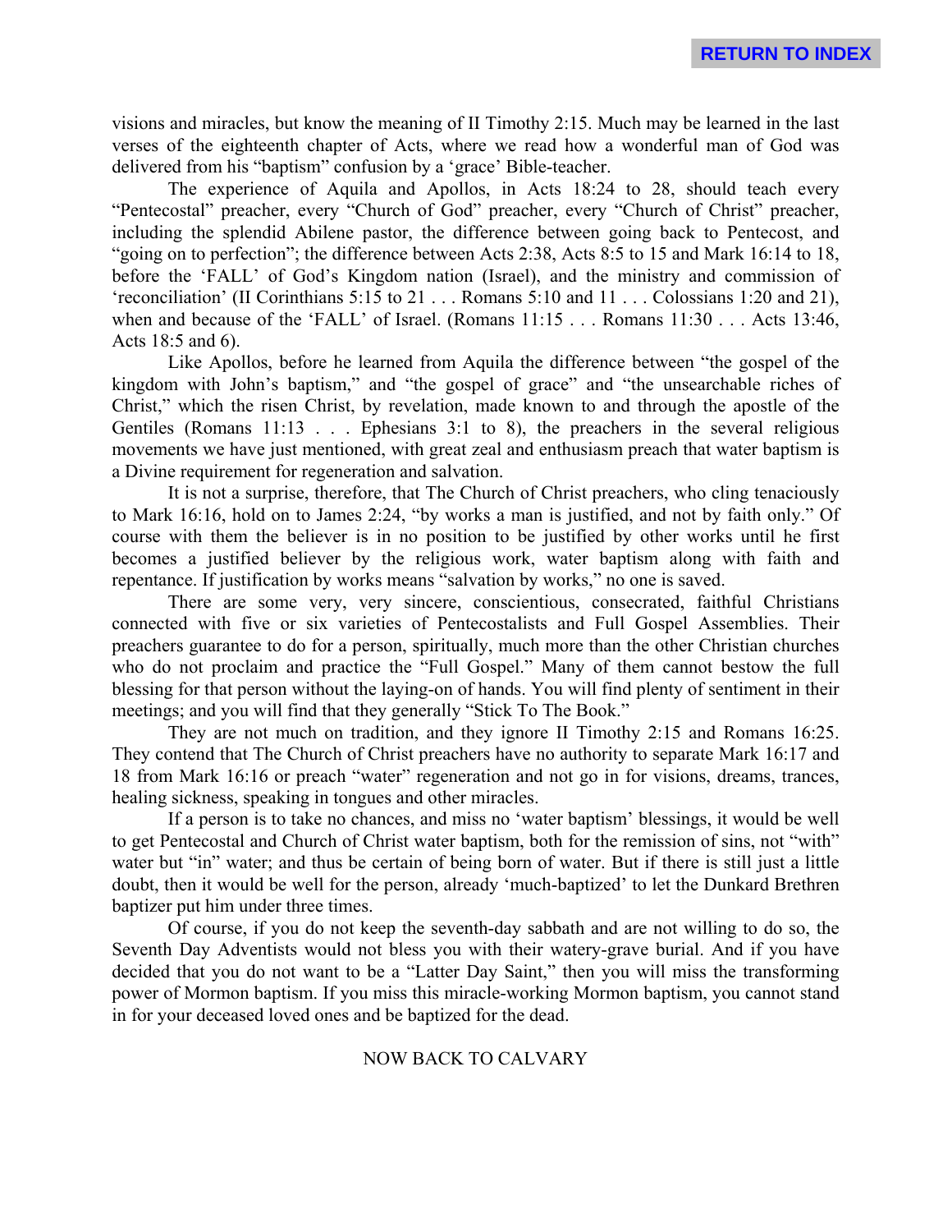visions and miracles, but know the meaning of II Timothy 2:15. Much may be learned in the last verses of the eighteenth chapter of Acts, where we read how a wonderful man of God was delivered from his "baptism" confusion by a 'grace' Bible-teacher.

The experience of Aquila and Apollos, in Acts 18:24 to 28, should teach every "Pentecostal" preacher, every "Church of God" preacher, every "Church of Christ" preacher, including the splendid Abilene pastor, the difference between going back to Pentecost, and "going on to perfection"; the difference between Acts 2:38, Acts 8:5 to 15 and Mark 16:14 to 18, before the 'FALL' of God's Kingdom nation (Israel), and the ministry and commission of 'reconciliation' (II Corinthians 5:15 to 21 . . . Romans 5:10 and 11 . . . Colossians 1:20 and 21), when and because of the 'FALL' of Israel. (Romans 11:15 . . . Romans 11:30 . . . Acts 13:46, Acts 18:5 and 6).

Like Apollos, before he learned from Aquila the difference between "the gospel of the kingdom with John's baptism," and "the gospel of grace" and "the unsearchable riches of Christ," which the risen Christ, by revelation, made known to and through the apostle of the Gentiles (Romans 11:13 . . . Ephesians 3:1 to 8), the preachers in the several religious movements we have just mentioned, with great zeal and enthusiasm preach that water baptism is a Divine requirement for regeneration and salvation.

It is not a surprise, therefore, that The Church of Christ preachers, who cling tenaciously to Mark 16:16, hold on to James 2:24, "by works a man is justified, and not by faith only." Of course with them the believer is in no position to be justified by other works until he first becomes a justified believer by the religious work, water baptism along with faith and repentance. If justification by works means "salvation by works," no one is saved.

There are some very, very sincere, conscientious, consecrated, faithful Christians connected with five or six varieties of Pentecostalists and Full Gospel Assemblies. Their preachers guarantee to do for a person, spiritually, much more than the other Christian churches who do not proclaim and practice the "Full Gospel." Many of them cannot bestow the full blessing for that person without the laying-on of hands. You will find plenty of sentiment in their meetings; and you will find that they generally "Stick To The Book."

They are not much on tradition, and they ignore II Timothy 2:15 and Romans 16:25. They contend that The Church of Christ preachers have no authority to separate Mark 16:17 and 18 from Mark 16:16 or preach "water" regeneration and not go in for visions, dreams, trances, healing sickness, speaking in tongues and other miracles.

If a person is to take no chances, and miss no 'water baptism' blessings, it would be well to get Pentecostal and Church of Christ water baptism, both for the remission of sins, not "with" water but "in" water; and thus be certain of being born of water. But if there is still just a little doubt, then it would be well for the person, already 'much-baptized' to let the Dunkard Brethren baptizer put him under three times.

Of course, if you do not keep the seventh-day sabbath and are not willing to do so, the Seventh Day Adventists would not bless you with their watery-grave burial. And if you have decided that you do not want to be a "Latter Day Saint," then you will miss the transforming power of Mormon baptism. If you miss this miracle-working Mormon baptism, you cannot stand in for your deceased loved ones and be baptized for the dead.

## NOW BACK TO CALVARY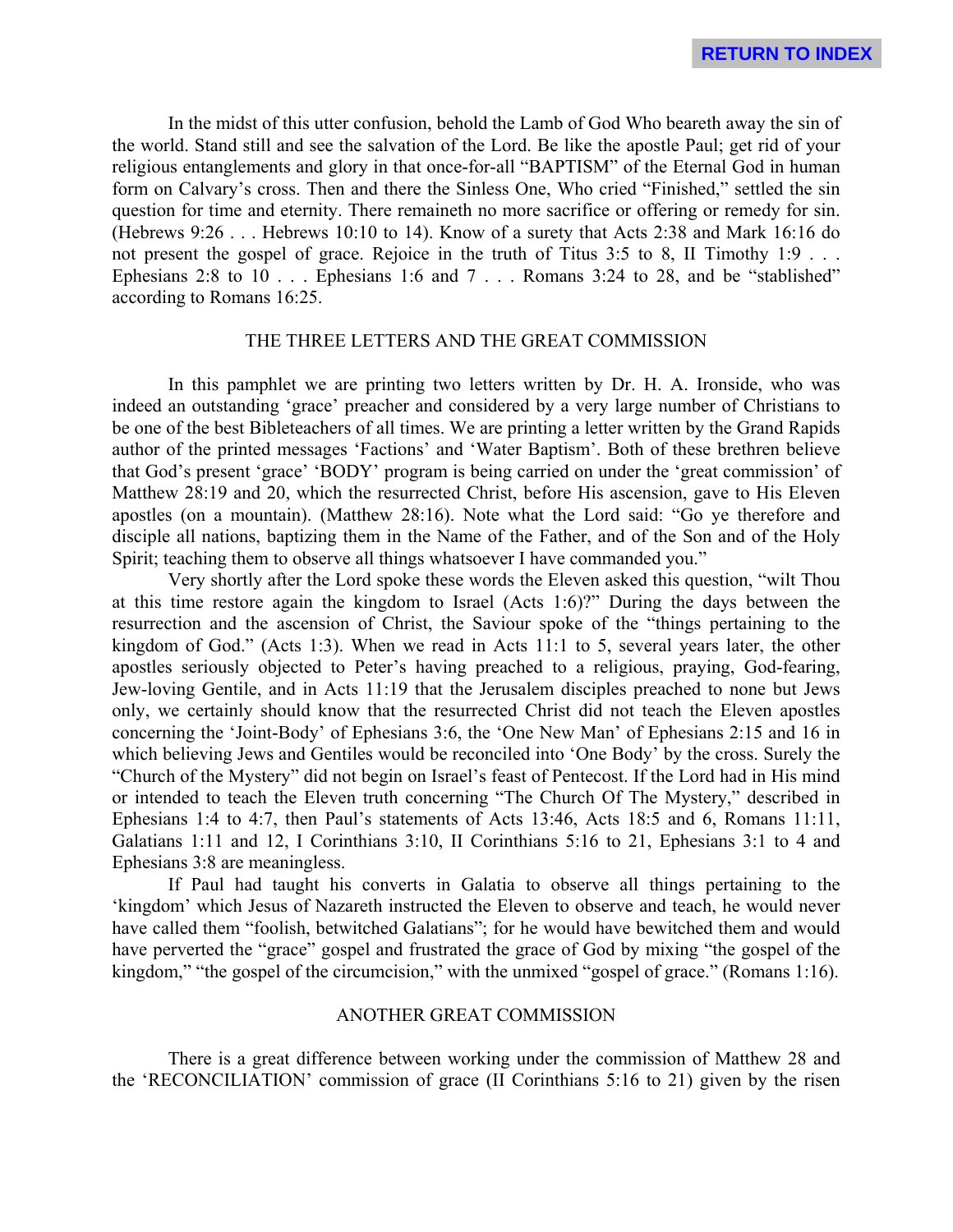In the midst of this utter confusion, behold the Lamb of God Who beareth away the sin of the world. Stand still and see the salvation of the Lord. Be like the apostle Paul; get rid of your religious entanglements and glory in that once-for-all "BAPTISM" of the Eternal God in human form on Calvary's cross. Then and there the Sinless One, Who cried "Finished," settled the sin question for time and eternity. There remaineth no more sacrifice or offering or remedy for sin. (Hebrews 9:26 . . . Hebrews 10:10 to 14). Know of a surety that Acts 2:38 and Mark 16:16 do not present the gospel of grace. Rejoice in the truth of Titus 3:5 to 8, II Timothy 1:9 . . . Ephesians 2:8 to 10 . . . Ephesians 1:6 and 7 . . . Romans 3:24 to 28, and be "stablished" according to Romans 16:25.

## THE THREE LETTERS AND THE GREAT COMMISSION

In this pamphlet we are printing two letters written by Dr. H. A. Ironside, who was indeed an outstanding 'grace' preacher and considered by a very large number of Christians to be one of the best Bibleteachers of all times. We are printing a letter written by the Grand Rapids author of the printed messages 'Factions' and 'Water Baptism'. Both of these brethren believe that God's present 'grace' 'BODY' program is being carried on under the 'great commission' of Matthew 28:19 and 20, which the resurrected Christ, before His ascension, gave to His Eleven apostles (on a mountain). (Matthew 28:16). Note what the Lord said: "Go ye therefore and disciple all nations, baptizing them in the Name of the Father, and of the Son and of the Holy Spirit; teaching them to observe all things whatsoever I have commanded you."

Very shortly after the Lord spoke these words the Eleven asked this question, "wilt Thou at this time restore again the kingdom to Israel (Acts 1:6)?" During the days between the resurrection and the ascension of Christ, the Saviour spoke of the "things pertaining to the kingdom of God." (Acts 1:3). When we read in Acts 11:1 to 5, several years later, the other apostles seriously objected to Peter's having preached to a religious, praying, God-fearing, Jew-loving Gentile, and in Acts 11:19 that the Jerusalem disciples preached to none but Jews only, we certainly should know that the resurrected Christ did not teach the Eleven apostles concerning the 'Joint-Body' of Ephesians 3:6, the 'One New Man' of Ephesians 2:15 and 16 in which believing Jews and Gentiles would be reconciled into 'One Body' by the cross. Surely the "Church of the Mystery" did not begin on Israel's feast of Pentecost. If the Lord had in His mind or intended to teach the Eleven truth concerning "The Church Of The Mystery," described in Ephesians 1:4 to 4:7, then Paul's statements of Acts 13:46, Acts 18:5 and 6, Romans 11:11, Galatians 1:11 and 12, I Corinthians 3:10, II Corinthians 5:16 to 21, Ephesians 3:1 to 4 and Ephesians 3:8 are meaningless.

If Paul had taught his converts in Galatia to observe all things pertaining to the 'kingdom' which Jesus of Nazareth instructed the Eleven to observe and teach, he would never have called them "foolish, betwitched Galatians"; for he would have bewitched them and would have perverted the "grace" gospel and frustrated the grace of God by mixing "the gospel of the kingdom," "the gospel of the circumcision," with the unmixed "gospel of grace." (Romans 1:16).

## ANOTHER GREAT COMMISSION

There is a great difference between working under the commission of Matthew 28 and the 'RECONCILIATION' commission of grace (II Corinthians 5:16 to 21) given by the risen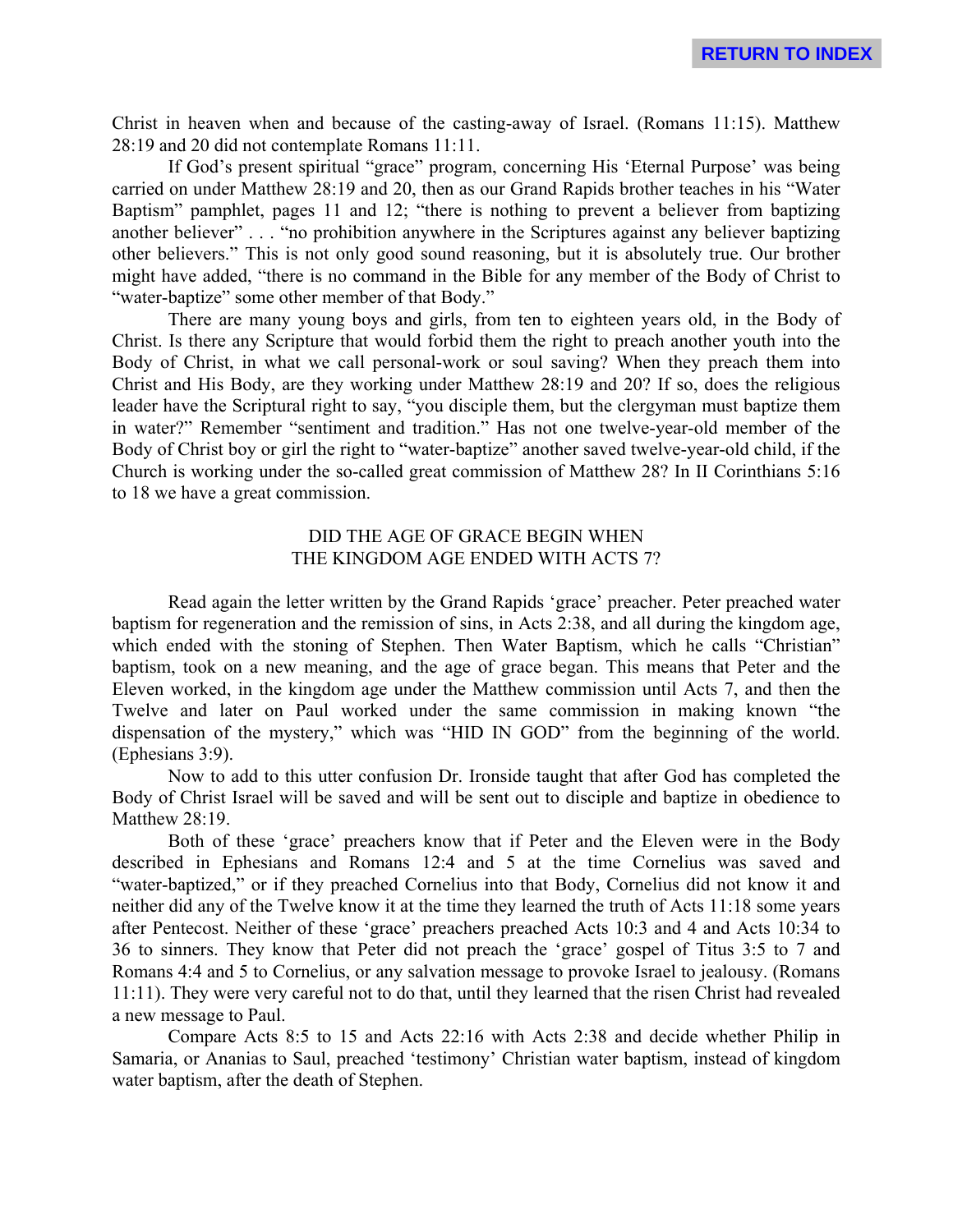Christ in heaven when and because of the casting-away of Israel. (Romans 11:15). Matthew 28:19 and 20 did not contemplate Romans 11:11.

If God's present spiritual "grace" program, concerning His 'Eternal Purpose' was being carried on under Matthew 28:19 and 20, then as our Grand Rapids brother teaches in his "Water Baptism" pamphlet, pages 11 and 12; "there is nothing to prevent a believer from baptizing another believer" . . . "no prohibition anywhere in the Scriptures against any believer baptizing other believers." This is not only good sound reasoning, but it is absolutely true. Our brother might have added, "there is no command in the Bible for any member of the Body of Christ to "water-baptize" some other member of that Body."

There are many young boys and girls, from ten to eighteen years old, in the Body of Christ. Is there any Scripture that would forbid them the right to preach another youth into the Body of Christ, in what we call personal-work or soul saving? When they preach them into Christ and His Body, are they working under Matthew 28:19 and 20? If so, does the religious leader have the Scriptural right to say, "you disciple them, but the clergyman must baptize them in water?" Remember "sentiment and tradition." Has not one twelve-year-old member of the Body of Christ boy or girl the right to "water-baptize" another saved twelve-year-old child, if the Church is working under the so-called great commission of Matthew 28? In II Corinthians 5:16 to 18 we have a great commission.

## DID THE AGE OF GRACE BEGIN WHEN THE KINGDOM AGE ENDED WITH ACTS 7?

Read again the letter written by the Grand Rapids 'grace' preacher. Peter preached water baptism for regeneration and the remission of sins, in Acts 2:38, and all during the kingdom age, which ended with the stoning of Stephen. Then Water Baptism, which he calls "Christian" baptism, took on a new meaning, and the age of grace began. This means that Peter and the Eleven worked, in the kingdom age under the Matthew commission until Acts 7, and then the Twelve and later on Paul worked under the same commission in making known "the dispensation of the mystery," which was "HID IN GOD" from the beginning of the world. (Ephesians 3:9).

Now to add to this utter confusion Dr. Ironside taught that after God has completed the Body of Christ Israel will be saved and will be sent out to disciple and baptize in obedience to Matthew 28:19.

Both of these 'grace' preachers know that if Peter and the Eleven were in the Body described in Ephesians and Romans 12:4 and 5 at the time Cornelius was saved and "water-baptized," or if they preached Cornelius into that Body, Cornelius did not know it and neither did any of the Twelve know it at the time they learned the truth of Acts 11:18 some years after Pentecost. Neither of these 'grace' preachers preached Acts 10:3 and 4 and Acts 10:34 to 36 to sinners. They know that Peter did not preach the 'grace' gospel of Titus 3:5 to 7 and Romans 4:4 and 5 to Cornelius, or any salvation message to provoke Israel to jealousy. (Romans 11:11). They were very careful not to do that, until they learned that the risen Christ had revealed a new message to Paul.

Compare Acts 8:5 to 15 and Acts 22:16 with Acts 2:38 and decide whether Philip in Samaria, or Ananias to Saul, preached 'testimony' Christian water baptism, instead of kingdom water baptism, after the death of Stephen.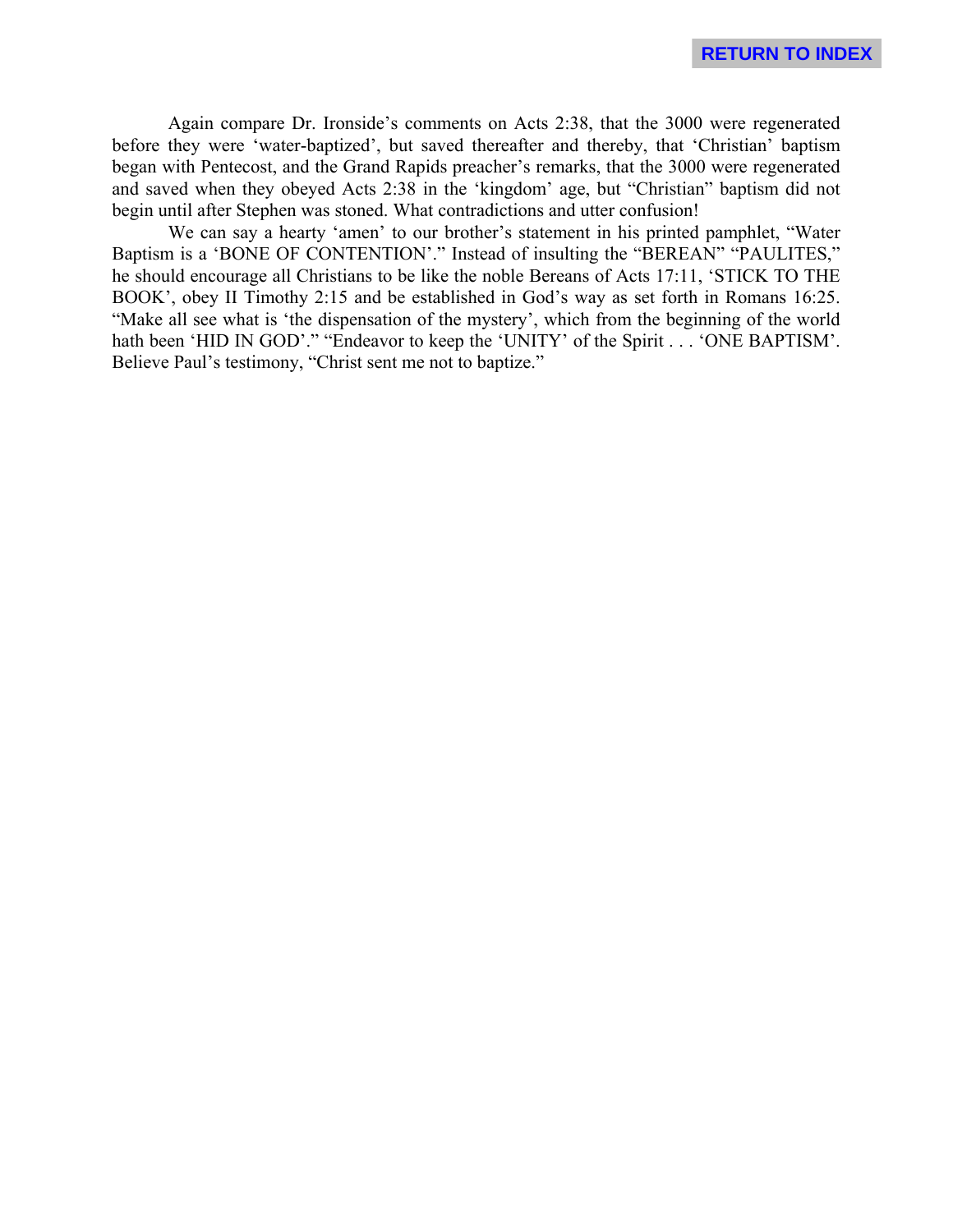Again compare Dr. Ironside's comments on Acts 2:38, that the 3000 were regenerated before they were 'water-baptized', but saved thereafter and thereby, that 'Christian' baptism began with Pentecost, and the Grand Rapids preacher's remarks, that the 3000 were regenerated and saved when they obeyed Acts 2:38 in the 'kingdom' age, but "Christian" baptism did not begin until after Stephen was stoned. What contradictions and utter confusion!

We can say a hearty 'amen' to our brother's statement in his printed pamphlet, "Water Baptism is a 'BONE OF CONTENTION'." Instead of insulting the "BEREAN" "PAULITES," he should encourage all Christians to be like the noble Bereans of Acts 17:11, 'STICK TO THE BOOK', obey II Timothy 2:15 and be established in God's way as set forth in Romans 16:25. "Make all see what is 'the dispensation of the mystery', which from the beginning of the world hath been 'HID IN GOD'." "Endeavor to keep the 'UNITY' of the Spirit . . . 'ONE BAPTISM'. Believe Paul's testimony, "Christ sent me not to baptize."